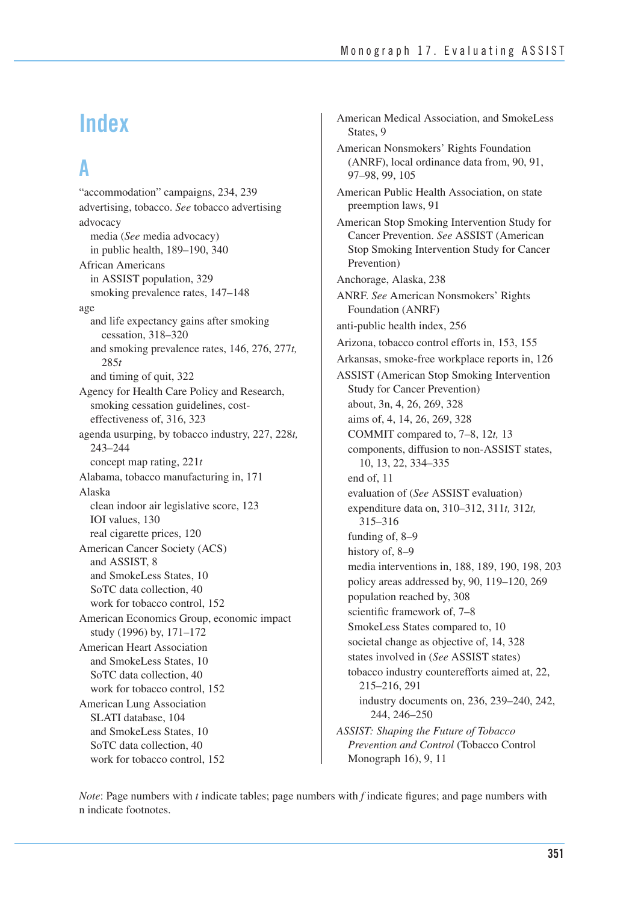# Index

## A

"accommodation" campaigns, 234, 239

advertising, tobacco. *See* tobacco advertising

advocacy
- media (*See* media advocacy)
- in public health, 189–190, 340

African Americans
- in ASSIST population, 329
- smoking prevalence rates, 147–148

age
- and life expectancy gains after smoking cessation, 318–320
- and smoking prevalence rates, 146, 276, 277*t*, 285*t*
- and timing of quit, 322

Agency for Health Care Policy and Research, smoking cessation guidelines, cost-effectiveness of, 316, 323

agenda usurping, by tobacco industry, 227, 228*t*, 243–244
- concept map rating, 221*t*

Alabama, tobacco manufacturing in, 171

Alaska
- clean indoor air legislative score, 123
- IOI values, 130
- real cigarette prices, 120

American Cancer Society (ACS)
- and ASSIST, 8
- and SmokeLess States, 10
- SoTC data collection, 40
- work for tobacco control, 152

American Economics Group, economic impact study (1996) by, 171–172

American Heart Association
- and SmokeLess States, 10
- SoTC data collection, 40
- work for tobacco control, 152

American Lung Association
- SLATI database, 104
- and SmokeLess States, 10
- SoTC data collection, 40
- work for tobacco control, 152

American Medical Association, and SmokeLess States, 9

American Nonsmokers' Rights Foundation (ANRF), local ordinance data from, 90, 91, 97–98, 99, 105

American Public Health Association, on state preemption laws, 91

American Stop Smoking Intervention Study for Cancer Prevention. *See* ASSIST (American Stop Smoking Intervention Study for Cancer Prevention)

Anchorage, Alaska, 238

ANRF. *See* American Nonsmokers' Rights Foundation (ANRF)

anti-public health index, 256

Arizona, tobacco control efforts in, 153, 155

Arkansas, smoke-free workplace reports in, 126

ASSIST (American Stop Smoking Intervention Study for Cancer Prevention)
- about, 3n, 4, 26, 269, 328
- aims of, 4, 14, 26, 269, 328
- COMMIT compared to, 7–8, 12*t*, 13
- components, diffusion to non-ASSIST states, 10, 13, 22, 334–335
- end of, 11
- evaluation of (*See* ASSIST evaluation)
- expenditure data on, 310–312, 311*t*, 312*t*, 315–316
- funding of, 8–9
- history of, 8–9
- media interventions in, 188, 189, 190, 198, 203
- policy areas addressed by, 90, 119–120, 269
- population reached by, 308
- scientific framework of, 7–8
- SmokeLess States compared to, 10
- societal change as objective of, 14, 328
- states involved in (*See* ASSIST states)
- tobacco industry counterefforts aimed at, 22, 215–216, 291
  - industry documents on, 236, 239–240, 242, 244, 246–250

*ASSIST: Shaping the Future of Tobacco Prevention and Control* (Tobacco Control Monograph 16), 9, 11

*Note*: Page numbers with *t* indicate tables; page numbers with *f* indicate figures; and page numbers with n indicate footnotes.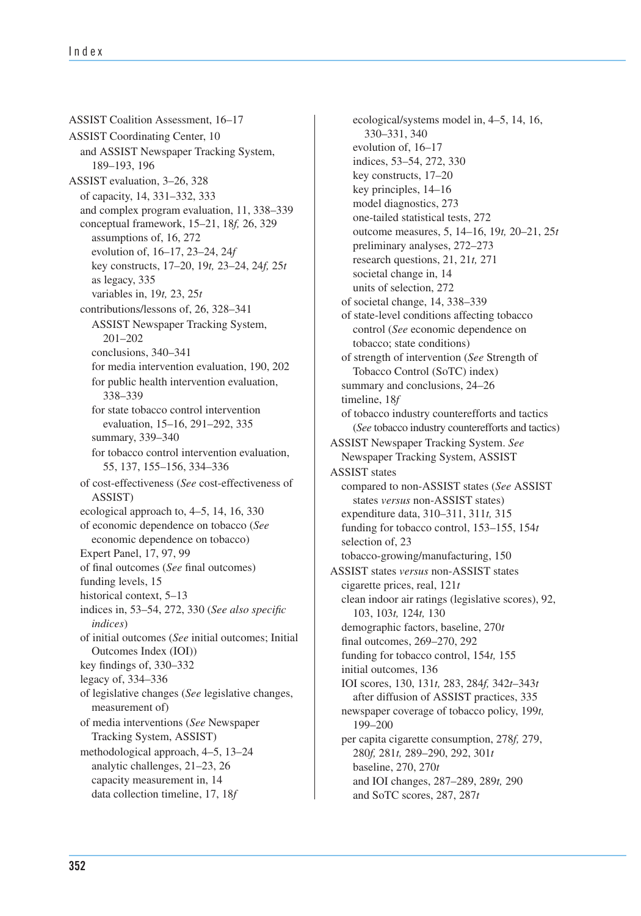ASSIST Coalition Assessment, 16–17
ASSIST Coordinating Center, 10
- and ASSIST Newspaper Tracking System, 189–193, 196

ASSIST evaluation, 3–26, 328
- of capacity, 14, 331–332, 333
- and complex program evaluation, 11, 338–339
- conceptual framework, 15–21, 18*f,* 26, 329
  - assumptions of, 16, 272
  - evolution of, 16–17, 23–24, 24*f*
  - key constructs, 17–20, 19*t,* 23–24, 24*f,* 25*t*
  - as legacy, 335
  - variables in, 19*t,* 23, 25*t*
- contributions/lessons of, 26, 328–341
  - ASSIST Newspaper Tracking System, 201–202
  - conclusions, 340–341
  - for media intervention evaluation, 190, 202
  - for public health intervention evaluation, 338–339
  - for state tobacco control intervention evaluation, 15–16, 291–292, 335
  - summary, 339–340
  - for tobacco control intervention evaluation, 55, 137, 155–156, 334–336
- of cost-effectiveness (*See* cost-effectiveness of ASSIST)
- ecological approach to, 4–5, 14, 16, 330
- of economic dependence on tobacco (*See* economic dependence on tobacco)
- Expert Panel, 17, 97, 99
- of final outcomes (*See* final outcomes)
- funding levels, 15
- historical context, 5–13
- indices in, 53–54, 272, 330 (*See also specific indices*)
- of initial outcomes (*See* initial outcomes; Initial Outcomes Index (IOI))
- key findings of, 330–332
- legacy of, 334–336
- of legislative changes (*See* legislative changes, measurement of)
- of media interventions (*See* Newspaper Tracking System, ASSIST)
- methodological approach, 4–5, 13–24
  - analytic challenges, 21–23, 26
  - capacity measurement in, 14
  - data collection timeline, 17, 18*f*
  - ecological/systems model in, 4–5, 14, 16, 330–331, 340
  - evolution of, 16–17
  - indices, 53–54, 272, 330
  - key constructs, 17–20
  - key principles, 14–16
  - model diagnostics, 273
  - one-tailed statistical tests, 272
  - outcome measures, 5, 14–16, 19*t,* 20–21, 25*t*
  - preliminary analyses, 272–273
  - research questions, 21, 21*t,* 271
  - societal change in, 14
  - units of selection, 272
- of societal change, 14, 338–339
- of state-level conditions affecting tobacco control (*See* economic dependence on tobacco; state conditions)
- of strength of intervention (*See* Strength of Tobacco Control (SoTC) index)
- summary and conclusions, 24–26
- timeline, 18*f*
- of tobacco industry counterefforts and tactics (*See* tobacco industry counterefforts and tactics)

ASSIST Newspaper Tracking System. *See* Newspaper Tracking System, ASSIST

ASSIST states
- compared to non-ASSIST states (*See* ASSIST states *versus* non-ASSIST states)
- expenditure data, 310–311, 311*t,* 315
- funding for tobacco control, 153–155, 154*t*
- selection of, 23
- tobacco-growing/manufacturing, 150

ASSIST states *versus* non-ASSIST states
- cigarette prices, real, 121*t*
- clean indoor air ratings (legislative scores), 92, 103, 103*t,* 124*t,* 130
- demographic factors, baseline, 270*t*
- final outcomes, 269–270, 292
- funding for tobacco control, 154*t,* 155
- initial outcomes, 136
- IOI scores, 130, 131*t,* 283, 284*f,* 342*t*–343*t*
  - after diffusion of ASSIST practices, 335
- newspaper coverage of tobacco policy, 199*t,* 199–200
- per capita cigarette consumption, 278*f,* 279, 280*f,* 281*t,* 289–290, 292, 301*t*
  - baseline, 270, 270*t*
  - and IOI changes, 287–289, 289*t,* 290
  - and SoTC scores, 287, 287*t*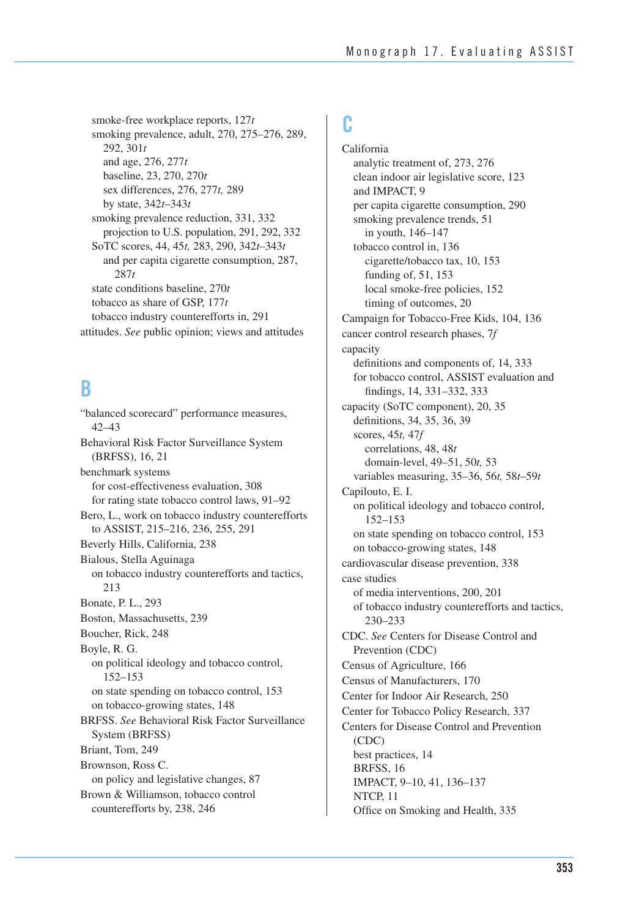smoke-free workplace reports, 127*t*
smoking prevalence, adult, 270, 275–276, 289, 292, 301*t*
and age, 276, 277*t*
baseline, 23, 270, 270*t*
sex differences, 276, 277*t*, 289
by state, 342*t*–343*t*
smoking prevalence reduction, 331, 332
projection to U.S. population, 291, 292, 332
SoTC scores, 44, 45*t*, 283, 290, 342*t*–343*t*
and per capita cigarette consumption, 287, 287*t*
state conditions baseline, 270*t*
tobacco as share of GSP, 177*t*
tobacco industry counterefforts in, 291
attitudes. *See* public opinion; views and attitudes

# B

"balanced scorecard" performance measures, 42–43
Behavioral Risk Factor Surveillance System (BRFSS), 16, 21
benchmark systems
for cost-effectiveness evaluation, 308
for rating state tobacco control laws, 91–92
Bero, L., work on tobacco industry counterefforts to ASSIST, 215–216, 236, 255, 291
Beverly Hills, California, 238
Bialous, Stella Aguinaga
on tobacco industry counterefforts and tactics, 213
Bonate, P. L., 293
Boston, Massachusetts, 239
Boucher, Rick, 248
Boyle, R. G.
on political ideology and tobacco control, 152–153
on state spending on tobacco control, 153
on tobacco-growing states, 148
BRFSS. *See* Behavioral Risk Factor Surveillance System (BRFSS)
Briant, Tom, 249
Brownson, Ross C.
on policy and legislative changes, 87
Brown & Williamson, tobacco control counterefforts by, 238, 246

# C

California
analytic treatment of, 273, 276
clean indoor air legislative score, 123
and IMPACT, 9
per capita cigarette consumption, 290
smoking prevalence trends, 51
in youth, 146–147
tobacco control in, 136
cigarette/tobacco tax, 10, 153
funding of, 51, 153
local smoke-free policies, 152
timing of outcomes, 20
Campaign for Tobacco-Free Kids, 104, 136
cancer control research phases, 7*f*
capacity
definitions and components of, 14, 333
for tobacco control, ASSIST evaluation and findings, 14, 331–332, 333
capacity (SoTC component), 20, 35
definitions, 34, 35, 36, 39
scores, 45*t*, 47*f*
correlations, 48, 48*t*
domain-level, 49–51, 50*t*, 53
variables measuring, 35–36, 56*t*, 58*t*–59*t*
Capilouto, E. I.
on political ideology and tobacco control, 152–153
on state spending on tobacco control, 153
on tobacco-growing states, 148
cardiovascular disease prevention, 338
case studies
of media interventions, 200, 201
of tobacco industry counterefforts and tactics, 230–233
CDC. *See* Centers for Disease Control and Prevention (CDC)
Census of Agriculture, 166
Census of Manufacturers, 170
Center for Indoor Air Research, 250
Center for Tobacco Policy Research, 337
Centers for Disease Control and Prevention (CDC)
best practices, 14
BRFSS, 16
IMPACT, 9–10, 41, 136–137
NTCP, 11
Office on Smoking and Health, 335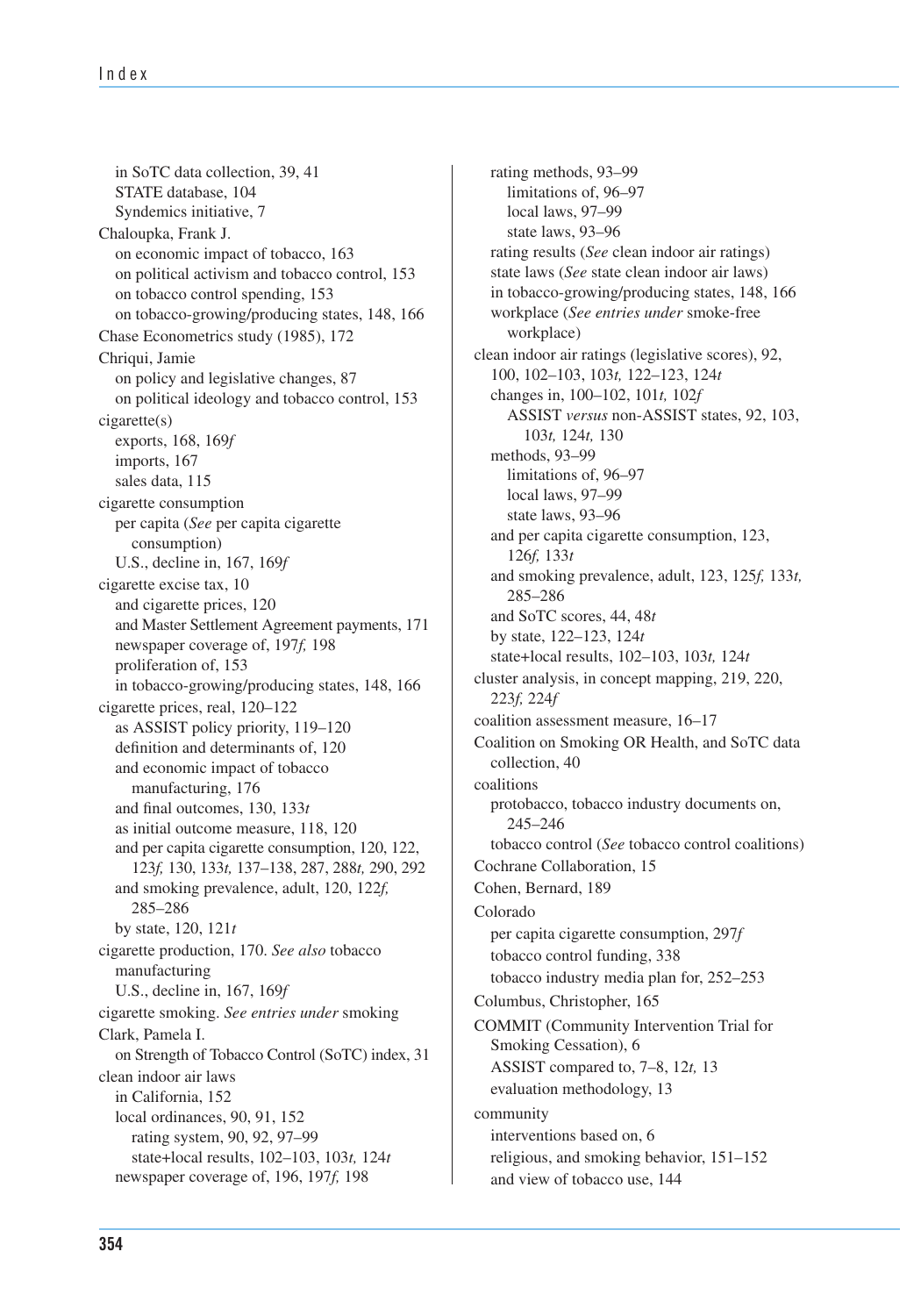in SoTC data collection, 39, 41
STATE database, 104
Syndemics initiative, 7

Chaloupka, Frank J.
on economic impact of tobacco, 163
on political activism and tobacco control, 153
on tobacco control spending, 153
on tobacco-growing/producing states, 148, 166

Chase Econometrics study (1985), 172

Chriqui, Jamie
on policy and legislative changes, 87
on political ideology and tobacco control, 153

cigarette(s)
exports, 168, 169*f*
imports, 167
sales data, 115

cigarette consumption
per capita (*See* per capita cigarette consumption)
U.S., decline in, 167, 169*f*

cigarette excise tax, 10
and cigarette prices, 120
and Master Settlement Agreement payments, 171
newspaper coverage of, 197*f,* 198
proliferation of, 153
in tobacco-growing/producing states, 148, 166

cigarette prices, real, 120–122
as ASSIST policy priority, 119–120
definition and determinants of, 120
and economic impact of tobacco manufacturing, 176
and final outcomes, 130, 133*t*
as initial outcome measure, 118, 120
and per capita cigarette consumption, 120, 122, 123*f,* 130, 133*t,* 137–138, 287, 288*t,* 290, 292
and smoking prevalence, adult, 120, 122*f,* 285–286
by state, 120, 121*t*

cigarette production, 170. *See also* tobacco manufacturing
U.S., decline in, 167, 169*f*

cigarette smoking. *See entries under* smoking

Clark, Pamela I.
on Strength of Tobacco Control (SoTC) index, 31

clean indoor air laws
in California, 152
local ordinances, 90, 91, 152
rating system, 90, 92, 97–99
state+local results, 102–103, 103*t,* 124*t*
newspaper coverage of, 196, 197*f,* 198
rating methods, 93–99
limitations of, 96–97
local laws, 97–99
state laws, 93–96
rating results (*See* clean indoor air ratings)
state laws (*See* state clean indoor air laws)
in tobacco-growing/producing states, 148, 166
workplace (*See entries under* smoke-free workplace)

clean indoor air ratings (legislative scores), 92, 100, 102–103, 103*t,* 122–123, 124*t*
changes in, 100–102, 101*t,* 102*f*
ASSIST *versus* non-ASSIST states, 92, 103, 103*t,* 124*t,* 130
methods, 93–99
limitations of, 96–97
local laws, 97–99
state laws, 93–96
and per capita cigarette consumption, 123, 126*f,* 133*t*
and smoking prevalence, adult, 123, 125*f,* 133*t,* 285–286
and SoTC scores, 44, 48*t*
by state, 122–123, 124*t*
state+local results, 102–103, 103*t,* 124*t*

cluster analysis, in concept mapping, 219, 220, 223*f,* 224*f*

coalition assessment measure, 16–17

Coalition on Smoking OR Health, and SoTC data collection, 40

coalitions
protobacco, tobacco industry documents on, 245–246
tobacco control (*See* tobacco control coalitions)

Cochrane Collaboration, 15

Cohen, Bernard, 189

Colorado
per capita cigarette consumption, 297*f*
tobacco control funding, 338
tobacco industry media plan for, 252–253

Columbus, Christopher, 165

COMMIT (Community Intervention Trial for Smoking Cessation), 6
ASSIST compared to, 7–8, 12*t,* 13
evaluation methodology, 13

community
interventions based on, 6
religious, and smoking behavior, 151–152
and view of tobacco use, 144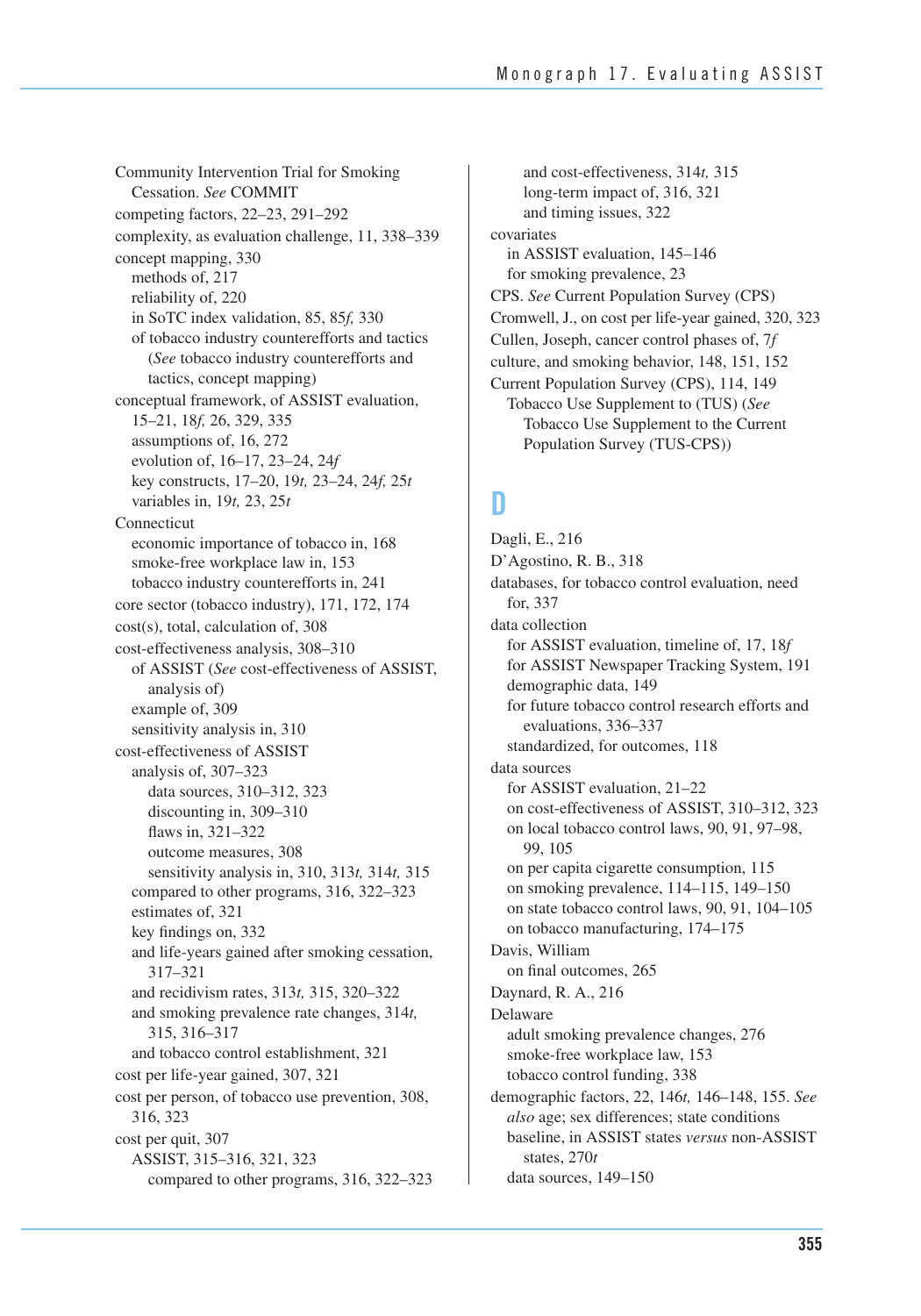Community Intervention Trial for Smoking
  Cessation. *See* COMMIT
competing factors, 22–23, 291–292
complexity, as evaluation challenge, 11, 338–339
concept mapping, 330
  methods of, 217
  reliability of, 220
  in SoTC index validation, 85, 85*f,* 330
  of tobacco industry counterefforts and tactics
    (*See* tobacco industry counterefforts and
    tactics, concept mapping)
conceptual framework, of ASSIST evaluation,
  15–21, 18*f,* 26, 329, 335
  assumptions of, 16, 272
  evolution of, 16–17, 23–24, 24*f*
  key constructs, 17–20, 19*t,* 23–24, 24*f,* 25*t*
  variables in, 19*t,* 23, 25*t*
Connecticut
  economic importance of tobacco in, 168
  smoke-free workplace law in, 153
  tobacco industry counterefforts in, 241
core sector (tobacco industry), 171, 172, 174
cost(s), total, calculation of, 308
cost-effectiveness analysis, 308–310
  of ASSIST (*See* cost-effectiveness of ASSIST,
    analysis of)
  example of, 309
  sensitivity analysis in, 310
cost-effectiveness of ASSIST
  analysis of, 307–323
    data sources, 310–312, 323
    discounting in, 309–310
    flaws in, 321–322
    outcome measures, 308
    sensitivity analysis in, 310, 313*t,* 314*t,* 315
  compared to other programs, 316, 322–323
  estimates of, 321
  key findings on, 332
  and life-years gained after smoking cessation,
    317–321
  and recidivism rates, 313*t,* 315, 320–322
  and smoking prevalence rate changes, 314*t,*
    315, 316–317
  and tobacco control establishment, 321
cost per life-year gained, 307, 321
cost per person, of tobacco use prevention, 308,
  316, 323
cost per quit, 307
  ASSIST, 315–316, 321, 323
    compared to other programs, 316, 322–323
    and cost-effectiveness, 314*t,* 315
    long-term impact of, 316, 321
    and timing issues, 322
covariates
  in ASSIST evaluation, 145–146
  for smoking prevalence, 23
CPS. *See* Current Population Survey (CPS)
Cromwell, J., on cost per life-year gained, 320, 323
Cullen, Joseph, cancer control phases of, 7*f*
culture, and smoking behavior, 148, 151, 152
Current Population Survey (CPS), 114, 149
  Tobacco Use Supplement to (TUS) (*See*
    Tobacco Use Supplement to the Current
    Population Survey (TUS-CPS))

## D

Dagli, E., 216
D'Agostino, R. B., 318
databases, for tobacco control evaluation, need
  for, 337
data collection
  for ASSIST evaluation, timeline of, 17, 18*f*
  for ASSIST Newspaper Tracking System, 191
  demographic data, 149
  for future tobacco control research efforts and
    evaluations, 336–337
  standardized, for outcomes, 118
data sources
  for ASSIST evaluation, 21–22
  on cost-effectiveness of ASSIST, 310–312, 323
  on local tobacco control laws, 90, 91, 97–98,
    99, 105
  on per capita cigarette consumption, 115
  on smoking prevalence, 114–115, 149–150
  on state tobacco control laws, 90, 91, 104–105
  on tobacco manufacturing, 174–175
Davis, William
  on final outcomes, 265
Daynard, R. A., 216
Delaware
  adult smoking prevalence changes, 276
  smoke-free workplace law, 153
  tobacco control funding, 338
demographic factors, 22, 146*t,* 146–148, 155. *See
  also* age; sex differences; state conditions
  baseline, in ASSIST states *versus* non-ASSIST
    states, 270*t*
  data sources, 149–150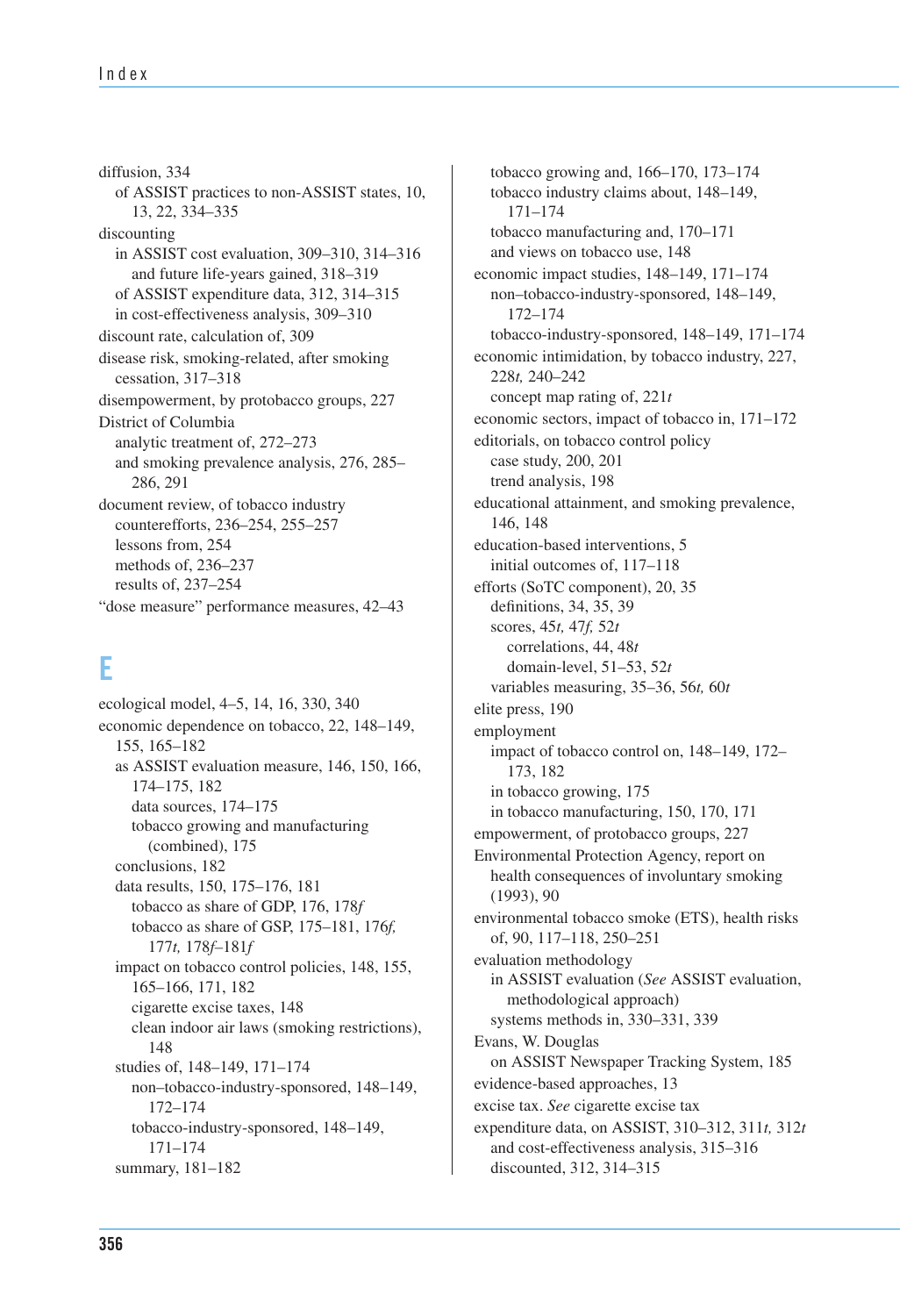diffusion, 334
  of ASSIST practices to non-ASSIST states, 10, 13, 22, 334–335
discounting
  in ASSIST cost evaluation, 309–310, 314–316
    and future life-years gained, 318–319
  of ASSIST expenditure data, 312, 314–315
  in cost-effectiveness analysis, 309–310
discount rate, calculation of, 309
disease risk, smoking-related, after smoking cessation, 317–318
disempowerment, by protobacco groups, 227
District of Columbia
  analytic treatment of, 272–273
  and smoking prevalence analysis, 276, 285–286, 291
document review, of tobacco industry counterefforts, 236–254, 255–257
  lessons from, 254
  methods of, 236–237
  results of, 237–254
"dose measure" performance measures, 42–43

# E

ecological model, 4–5, 14, 16, 330, 340
economic dependence on tobacco, 22, 148–149, 155, 165–182
  as ASSIST evaluation measure, 146, 150, 166, 174–175, 182
    data sources, 174–175
    tobacco growing and manufacturing (combined), 175
  conclusions, 182
  data results, 150, 175–176, 181
    tobacco as share of GDP, 176, 178*f*
    tobacco as share of GSP, 175–181, 176*f,* 177*t,* 178*f*–181*f*
  impact on tobacco control policies, 148, 155, 165–166, 171, 182
    cigarette excise taxes, 148
    clean indoor air laws (smoking restrictions), 148
  studies of, 148–149, 171–174
    non–tobacco-industry-sponsored, 148–149, 172–174
    tobacco-industry-sponsored, 148–149, 171–174
  summary, 181–182
  tobacco growing and, 166–170, 173–174
  tobacco industry claims about, 148–149, 171–174
  tobacco manufacturing and, 170–171
  and views on tobacco use, 148
economic impact studies, 148–149, 171–174
  non–tobacco-industry-sponsored, 148–149, 172–174
  tobacco-industry-sponsored, 148–149, 171–174
economic intimidation, by tobacco industry, 227, 228*t,* 240–242
  concept map rating of, 221*t*
economic sectors, impact of tobacco in, 171–172
editorials, on tobacco control policy
  case study, 200, 201
  trend analysis, 198
educational attainment, and smoking prevalence, 146, 148
education-based interventions, 5
  initial outcomes of, 117–118
efforts (SoTC component), 20, 35
  definitions, 34, 35, 39
  scores, 45*t,* 47*f,* 52*t*
    correlations, 44, 48*t*
    domain-level, 51–53, 52*t*
  variables measuring, 35–36, 56*t,* 60*t*
elite press, 190
employment
  impact of tobacco control on, 148–149, 172–173, 182
  in tobacco growing, 175
  in tobacco manufacturing, 150, 170, 171
empowerment, of protobacco groups, 227
Environmental Protection Agency, report on health consequences of involuntary smoking (1993), 90
environmental tobacco smoke (ETS), health risks of, 90, 117–118, 250–251
evaluation methodology
  in ASSIST evaluation (*See* ASSIST evaluation, methodological approach)
  systems methods in, 330–331, 339
Evans, W. Douglas
  on ASSIST Newspaper Tracking System, 185
evidence-based approaches, 13
excise tax. *See* cigarette excise tax
expenditure data, on ASSIST, 310–312, 311*t,* 312*t*
  and cost-effectiveness analysis, 315–316
  discounted, 312, 314–315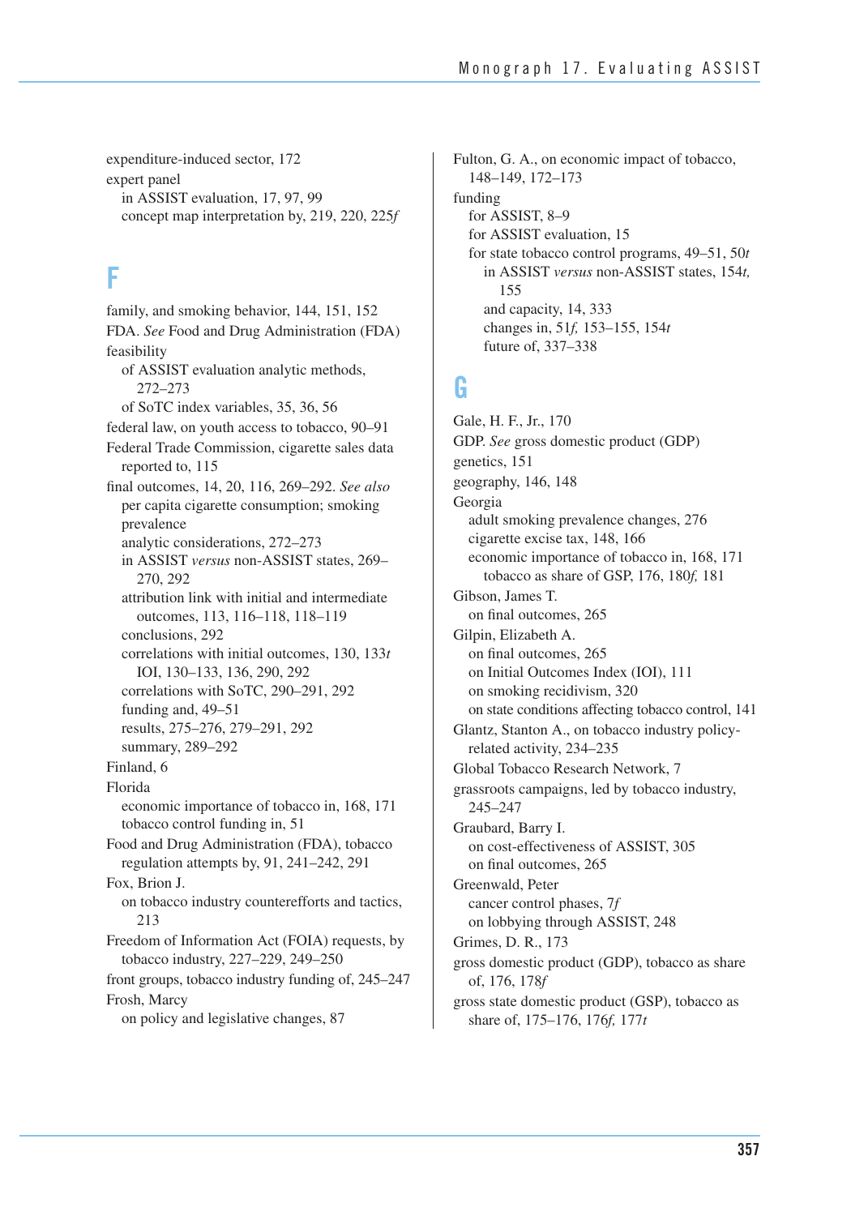expenditure-induced sector, 172

expert panel

- in ASSIST evaluation, 17, 97, 99
- concept map interpretation by, 219, 220, 225*f*

# F

family, and smoking behavior, 144, 151, 152

FDA. *See* Food and Drug Administration (FDA)

feasibility

- of ASSIST evaluation analytic methods, 272–273
- of SoTC index variables, 35, 36, 56

federal law, on youth access to tobacco, 90–91

Federal Trade Commission, cigarette sales data reported to, 115

final outcomes, 14, 20, 116, 269–292. *See also* per capita cigarette consumption; smoking prevalence

- analytic considerations, 272–273
- in ASSIST *versus* non-ASSIST states, 269–270, 292
- attribution link with initial and intermediate outcomes, 113, 116–118, 118–119
- conclusions, 292
- correlations with initial outcomes, 130, 133*t*
  - IOI, 130–133, 136, 290, 292
- correlations with SoTC, 290–291, 292
- funding and, 49–51
- results, 275–276, 279–291, 292
- summary, 289–292

Finland, 6

Florida

- economic importance of tobacco in, 168, 171
- tobacco control funding in, 51

Food and Drug Administration (FDA), tobacco regulation attempts by, 91, 241–242, 291

Fox, Brion J.

- on tobacco industry counterefforts and tactics, 213

Freedom of Information Act (FOIA) requests, by tobacco industry, 227–229, 249–250

front groups, tobacco industry funding of, 245–247

Frosh, Marcy

- on policy and legislative changes, 87

Fulton, G. A., on economic impact of tobacco, 148–149, 172–173

funding

- for ASSIST, 8–9
- for ASSIST evaluation, 15
- for state tobacco control programs, 49–51, 50*t*
  - in ASSIST *versus* non-ASSIST states, 154*t,* 155
  - and capacity, 14, 333
  - changes in, 51*f,* 153–155, 154*t*
  - future of, 337–338

# G

Gale, H. F., Jr., 170

GDP. *See* gross domestic product (GDP)

genetics, 151

geography, 146, 148

Georgia

- adult smoking prevalence changes, 276
- cigarette excise tax, 148, 166
- economic importance of tobacco in, 168, 171
  - tobacco as share of GSP, 176, 180*f,* 181

Gibson, James T.

- on final outcomes, 265

Gilpin, Elizabeth A.

- on final outcomes, 265
- on Initial Outcomes Index (IOI), 111
- on smoking recidivism, 320
- on state conditions affecting tobacco control, 141

Glantz, Stanton A., on tobacco industry policy-related activity, 234–235

Global Tobacco Research Network, 7

grassroots campaigns, led by tobacco industry, 245–247

Graubard, Barry I.

- on cost-effectiveness of ASSIST, 305
- on final outcomes, 265

Greenwald, Peter

- cancer control phases, 7*f*
- on lobbying through ASSIST, 248

Grimes, D. R., 173

gross domestic product (GDP), tobacco as share of, 176, 178*f*

gross state domestic product (GSP), tobacco as share of, 175–176, 176*f,* 177*t*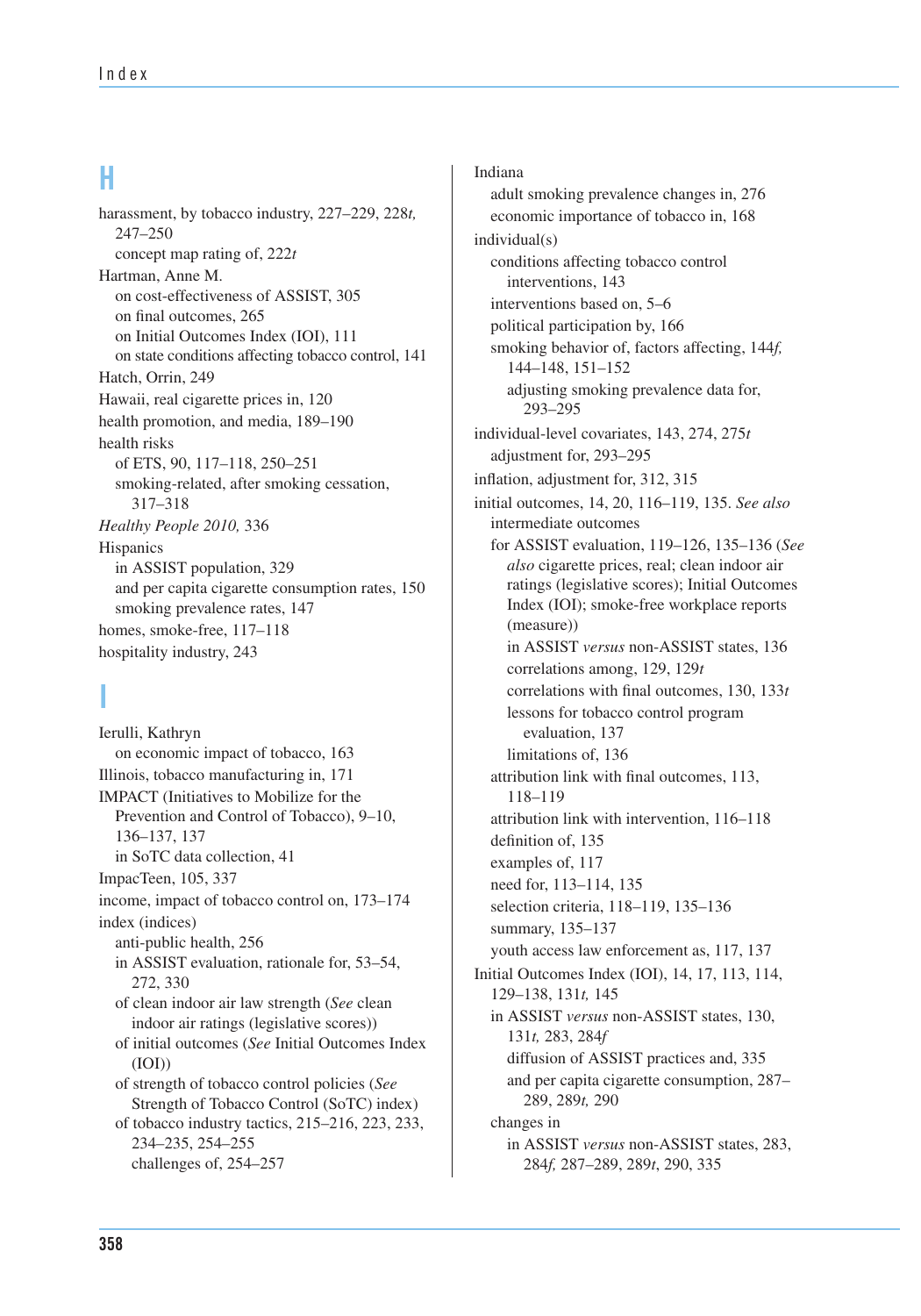## H

harassment, by tobacco industry, 227–229, 228*t,* 247–250
  concept map rating of, 222*t*

Hartman, Anne M.
  on cost-effectiveness of ASSIST, 305
  on final outcomes, 265
  on Initial Outcomes Index (IOI), 111
  on state conditions affecting tobacco control, 141

Hatch, Orrin, 249

Hawaii, real cigarette prices in, 120

health promotion, and media, 189–190

health risks
  of ETS, 90, 117–118, 250–251
  smoking-related, after smoking cessation, 317–318

*Healthy People 2010,* 336

Hispanics
  in ASSIST population, 329
  and per capita cigarette consumption rates, 150
  smoking prevalence rates, 147

homes, smoke-free, 117–118

hospitality industry, 243

## I

Ierulli, Kathryn
  on economic impact of tobacco, 163

Illinois, tobacco manufacturing in, 171

IMPACT (Initiatives to Mobilize for the Prevention and Control of Tobacco), 9–10, 136–137, 137
  in SoTC data collection, 41

ImpacTeen, 105, 337

income, impact of tobacco control on, 173–174

index (indices)
  anti-public health, 256
  in ASSIST evaluation, rationale for, 53–54, 272, 330
  of clean indoor air law strength (*See* clean indoor air ratings (legislative scores))
  of initial outcomes (*See* Initial Outcomes Index (IOI))
  of strength of tobacco control policies (*See* Strength of Tobacco Control (SoTC) index)
  of tobacco industry tactics, 215–216, 223, 233, 234–235, 254–255
    challenges of, 254–257

Indiana
  adult smoking prevalence changes in, 276
  economic importance of tobacco in, 168

individual(s)
  conditions affecting tobacco control interventions, 143
  interventions based on, 5–6
  political participation by, 166
  smoking behavior of, factors affecting, 144*f,* 144–148, 151–152
    adjusting smoking prevalence data for, 293–295

individual-level covariates, 143, 274, 275*t*
  adjustment for, 293–295

inflation, adjustment for, 312, 315

initial outcomes, 14, 20, 116–119, 135. *See also* intermediate outcomes
  for ASSIST evaluation, 119–126, 135–136 (*See also* cigarette prices, real; clean indoor air ratings (legislative scores); Initial Outcomes Index (IOI); smoke-free workplace reports (measure))
    in ASSIST *versus* non-ASSIST states, 136
    correlations among, 129, 129*t*
    correlations with final outcomes, 130, 133*t*
    lessons for tobacco control program evaluation, 137
    limitations of, 136
  attribution link with final outcomes, 113, 118–119
  attribution link with intervention, 116–118
  definition of, 135
  examples of, 117
  need for, 113–114, 135
  selection criteria, 118–119, 135–136
  summary, 135–137
  youth access law enforcement as, 117, 137

Initial Outcomes Index (IOI), 14, 17, 113, 114, 129–138, 131*t,* 145
  in ASSIST *versus* non-ASSIST states, 130, 131*t,* 283, 284*f*
    diffusion of ASSIST practices and, 335
    and per capita cigarette consumption, 287–289, 289*t,* 290
  changes in
    in ASSIST *versus* non-ASSIST states, 283, 284*f,* 287–289, 289*t*, 290, 335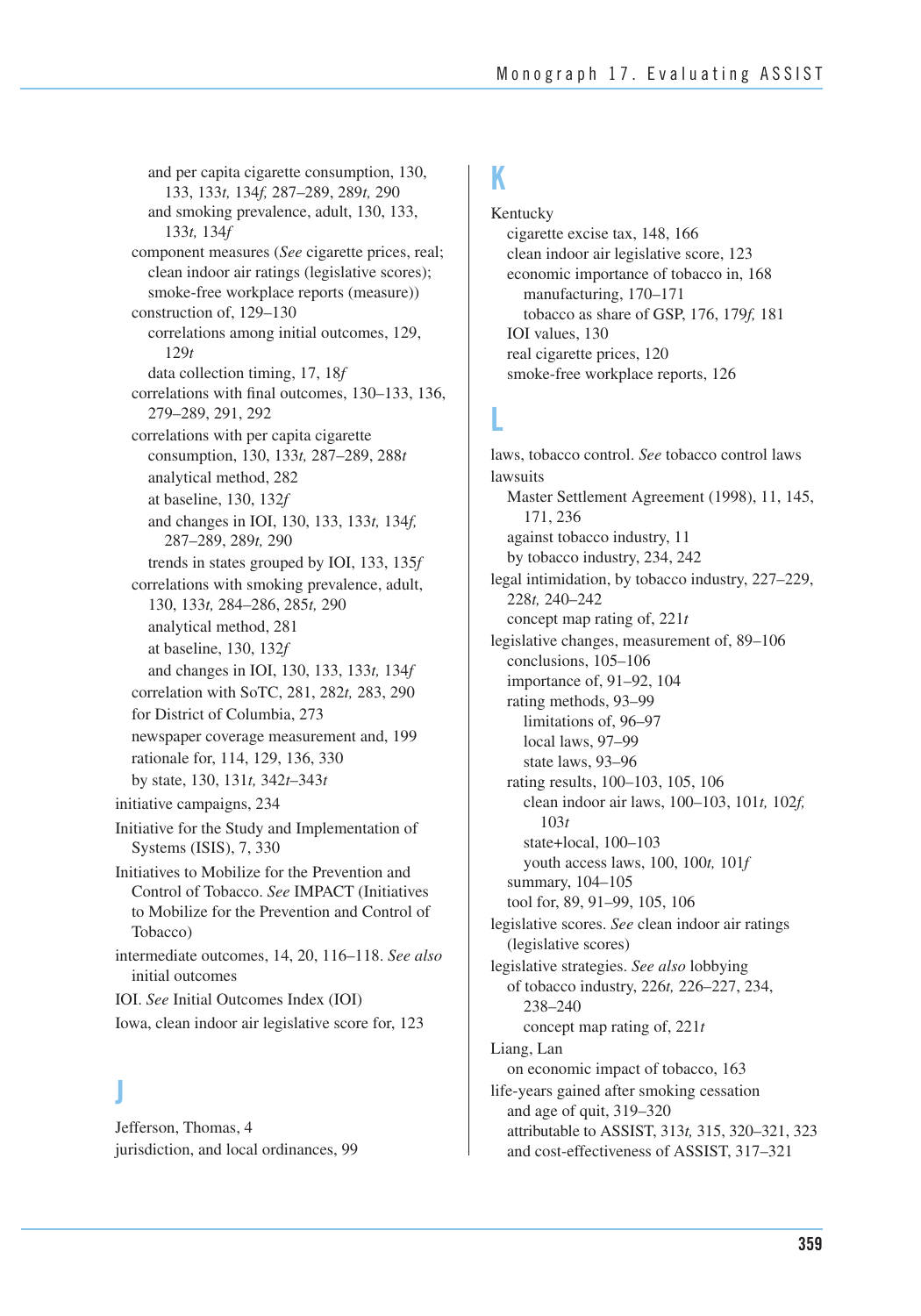and per capita cigarette consumption, 130, 133, 133*t,* 134*f,* 287–289, 289*t,* 290
and smoking prevalence, adult, 130, 133, 133*t,* 134*f*
component measures (*See* cigarette prices, real; clean indoor air ratings (legislative scores); smoke-free workplace reports (measure))
construction of, 129–130
correlations among initial outcomes, 129, 129*t*
data collection timing, 17, 18*f*
correlations with final outcomes, 130–133, 136, 279–289, 291, 292
correlations with per capita cigarette consumption, 130, 133*t,* 287–289, 288*t*
analytical method, 282
at baseline, 130, 132*f*
and changes in IOI, 130, 133, 133*t,* 134*f,* 287–289, 289*t,* 290
trends in states grouped by IOI, 133, 135*f*
correlations with smoking prevalence, adult, 130, 133*t,* 284–286, 285*t,* 290
analytical method, 281
at baseline, 130, 132*f*
and changes in IOI, 130, 133, 133*t,* 134*f*
correlation with SoTC, 281, 282*t,* 283, 290
for District of Columbia, 273
newspaper coverage measurement and, 199
rationale for, 114, 129, 136, 330
by state, 130, 131*t,* 342*t*–343*t*
initiative campaigns, 234
Initiative for the Study and Implementation of Systems (ISIS), 7, 330
Initiatives to Mobilize for the Prevention and Control of Tobacco. *See* IMPACT (Initiatives to Mobilize for the Prevention and Control of Tobacco)
intermediate outcomes, 14, 20, 116–118. *See also* initial outcomes
IOI. *See* Initial Outcomes Index (IOI)
Iowa, clean indoor air legislative score for, 123

# J

Jefferson, Thomas, 4
jurisdiction, and local ordinances, 99

# K

Kentucky
cigarette excise tax, 148, 166
clean indoor air legislative score, 123
economic importance of tobacco in, 168
manufacturing, 170–171
tobacco as share of GSP, 176, 179*f,* 181
IOI values, 130
real cigarette prices, 120
smoke-free workplace reports, 126

# L

laws, tobacco control. *See* tobacco control laws
lawsuits
Master Settlement Agreement (1998), 11, 145, 171, 236
against tobacco industry, 11
by tobacco industry, 234, 242
legal intimidation, by tobacco industry, 227–229, 228*t,* 240–242
concept map rating of, 221*t*
legislative changes, measurement of, 89–106
conclusions, 105–106
importance of, 91–92, 104
rating methods, 93–99
limitations of, 96–97
local laws, 97–99
state laws, 93–96
rating results, 100–103, 105, 106
clean indoor air laws, 100–103, 101*t,* 102*f,* 103*t*
state+local, 100–103
youth access laws, 100, 100*t,* 101*f*
summary, 104–105
tool for, 89, 91–99, 105, 106
legislative scores. *See* clean indoor air ratings (legislative scores)
legislative strategies. *See also* lobbying
of tobacco industry, 226*t,* 226–227, 234, 238–240
concept map rating of, 221*t*
Liang, Lan
on economic impact of tobacco, 163
life-years gained after smoking cessation
and age of quit, 319–320
attributable to ASSIST, 313*t,* 315, 320–321, 323
and cost-effectiveness of ASSIST, 317–321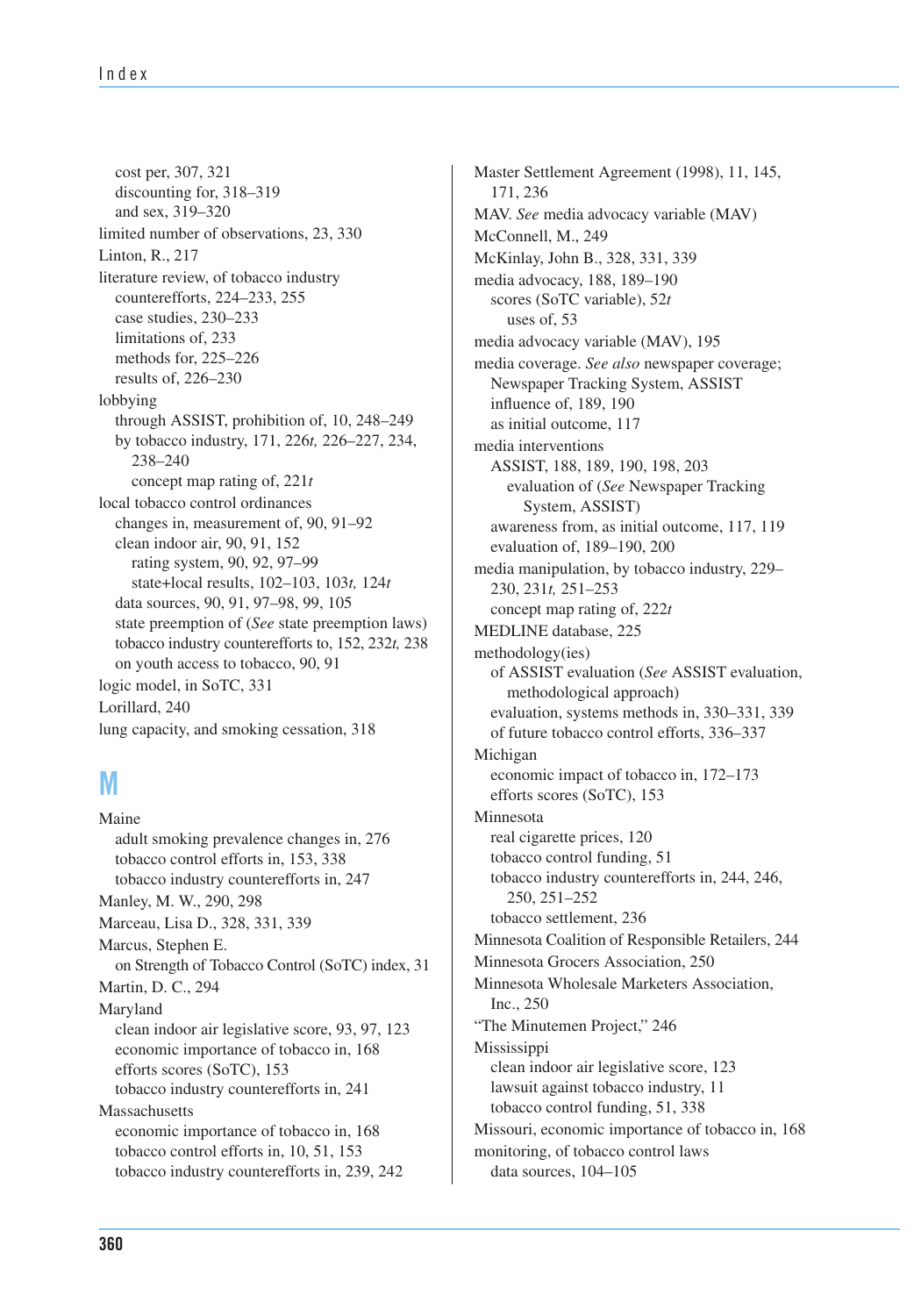cost per, 307, 321
discounting for, 318–319
and sex, 319–320

limited number of observations, 23, 330

Linton, R., 217

literature review, of tobacco industry counterefforts, 224–233, 255
case studies, 230–233
limitations of, 233
methods for, 225–226
results of, 226–230

lobbying
through ASSIST, prohibition of, 10, 248–249
by tobacco industry, 171, 226*t,* 226–227, 234, 238–240
concept map rating of, 221*t*

local tobacco control ordinances
changes in, measurement of, 90, 91–92
clean indoor air, 90, 91, 152
rating system, 90, 92, 97–99
state+local results, 102–103, 103*t,* 124*t*
data sources, 90, 91, 97–98, 99, 105
state preemption of (*See* state preemption laws)
tobacco industry counterefforts to, 152, 232*t,* 238
on youth access to tobacco, 90, 91

logic model, in SoTC, 331

Lorillard, 240

lung capacity, and smoking cessation, 318

# M

Maine
adult smoking prevalence changes in, 276
tobacco control efforts in, 153, 338
tobacco industry counterefforts in, 247

Manley, M. W., 290, 298

Marceau, Lisa D., 328, 331, 339

Marcus, Stephen E.
on Strength of Tobacco Control (SoTC) index, 31

Martin, D. C., 294

Maryland
clean indoor air legislative score, 93, 97, 123
economic importance of tobacco in, 168
efforts scores (SoTC), 153
tobacco industry counterefforts in, 241

Massachusetts
economic importance of tobacco in, 168
tobacco control efforts in, 10, 51, 153
tobacco industry counterefforts in, 239, 242

Master Settlement Agreement (1998), 11, 145, 171, 236

MAV. *See* media advocacy variable (MAV)

McConnell, M., 249

McKinlay, John B., 328, 331, 339

media advocacy, 188, 189–190
scores (SoTC variable), 52*t*
uses of, 53

media advocacy variable (MAV), 195

media coverage. *See also* newspaper coverage; Newspaper Tracking System, ASSIST
influence of, 189, 190
as initial outcome, 117

media interventions
ASSIST, 188, 189, 190, 198, 203
evaluation of (*See* Newspaper Tracking System, ASSIST)
awareness from, as initial outcome, 117, 119
evaluation of, 189–190, 200

media manipulation, by tobacco industry, 229–230, 231*t,* 251–253
concept map rating of, 222*t*

MEDLINE database, 225

methodology(ies)
of ASSIST evaluation (*See* ASSIST evaluation, methodological approach)
evaluation, systems methods in, 330–331, 339
of future tobacco control efforts, 336–337

Michigan
economic impact of tobacco in, 172–173
efforts scores (SoTC), 153

Minnesota
real cigarette prices, 120
tobacco control funding, 51
tobacco industry counterefforts in, 244, 246, 250, 251–252
tobacco settlement, 236

Minnesota Coalition of Responsible Retailers, 244

Minnesota Grocers Association, 250

Minnesota Wholesale Marketers Association, Inc., 250

"The Minutemen Project," 246

Mississippi
clean indoor air legislative score, 123
lawsuit against tobacco industry, 11
tobacco control funding, 51, 338

Missouri, economic importance of tobacco in, 168

monitoring, of tobacco control laws
data sources, 104–105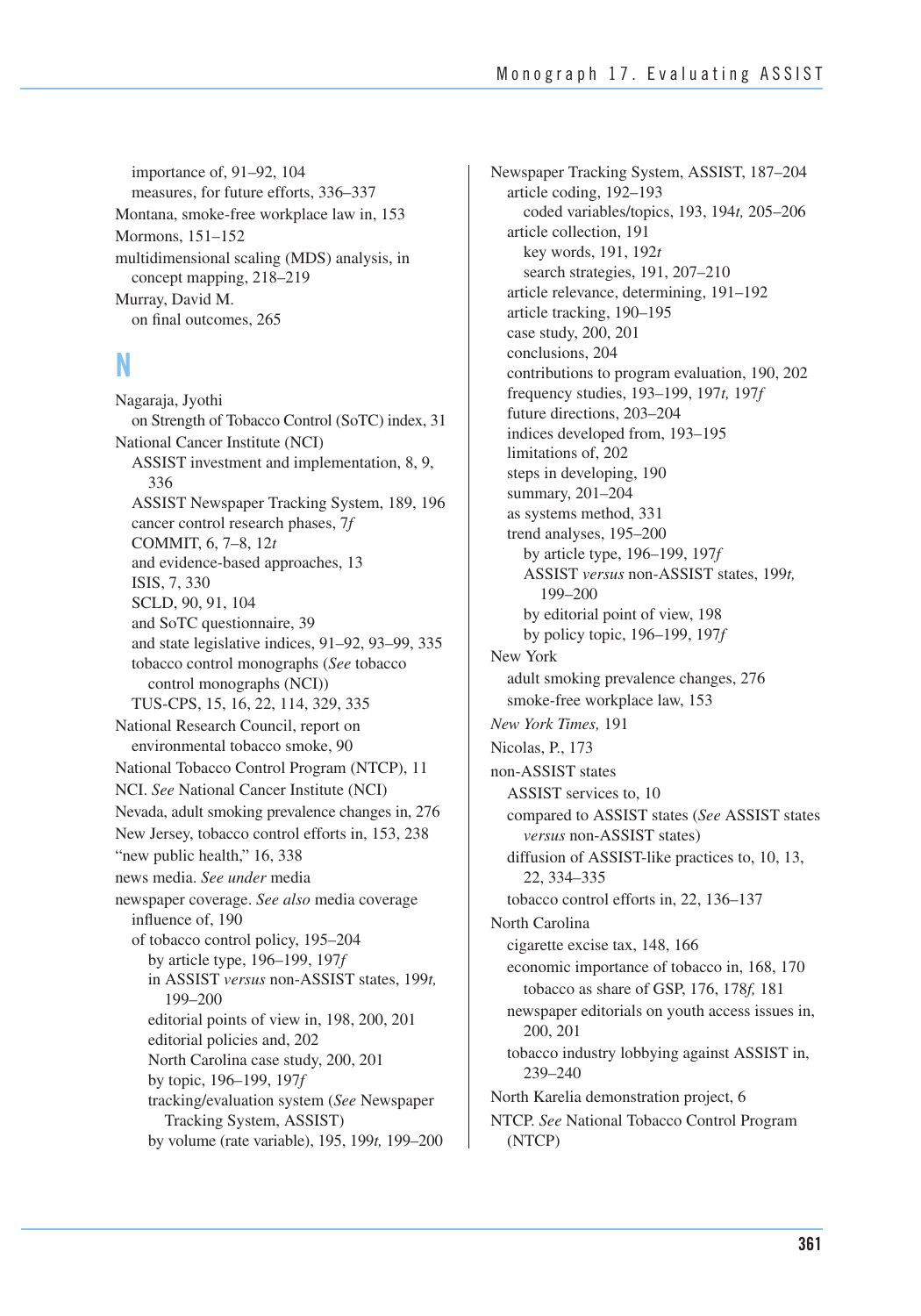importance of, 91–92, 104
  measures, for future efforts, 336–337
Montana, smoke-free workplace law in, 153
Mormons, 151–152
multidimensional scaling (MDS) analysis, in concept mapping, 218–219
Murray, David M.
  on final outcomes, 265

## N

Nagaraja, Jyothi
  on Strength of Tobacco Control (SoTC) index, 31
National Cancer Institute (NCI)
  ASSIST investment and implementation, 8, 9, 336
  ASSIST Newspaper Tracking System, 189, 196
  cancer control research phases, 7*f*
  COMMIT, 6, 7–8, 12*t*
  and evidence-based approaches, 13
  ISIS, 7, 330
  SCLD, 90, 91, 104
  and SoTC questionnaire, 39
  and state legislative indices, 91–92, 93–99, 335
  tobacco control monographs (*See* tobacco control monographs (NCI))
  TUS-CPS, 15, 16, 22, 114, 329, 335
National Research Council, report on environmental tobacco smoke, 90
National Tobacco Control Program (NTCP), 11
NCI. *See* National Cancer Institute (NCI)
Nevada, adult smoking prevalence changes in, 276
New Jersey, tobacco control efforts in, 153, 238
"new public health," 16, 338
news media. *See under* media
newspaper coverage. *See also* media coverage
  influence of, 190
  of tobacco control policy, 195–204
    by article type, 196–199, 197*f*
    in ASSIST *versus* non-ASSIST states, 199*t,* 199–200
    editorial points of view in, 198, 200, 201
    editorial policies and, 202
    North Carolina case study, 200, 201
    by topic, 196–199, 197*f*
    tracking/evaluation system (*See* Newspaper Tracking System, ASSIST)
    by volume (rate variable), 195, 199*t,* 199–200
Newspaper Tracking System, ASSIST, 187–204
  article coding, 192–193
    coded variables/topics, 193, 194*t,* 205–206
  article collection, 191
    key words, 191, 192*t*
    search strategies, 191, 207–210
  article relevance, determining, 191–192
  article tracking, 190–195
  case study, 200, 201
  conclusions, 204
  contributions to program evaluation, 190, 202
  frequency studies, 193–199, 197*t,* 197*f*
  future directions, 203–204
  indices developed from, 193–195
  limitations of, 202
  steps in developing, 190
  summary, 201–204
  as systems method, 331
  trend analyses, 195–200
    by article type, 196–199, 197*f*
    ASSIST *versus* non-ASSIST states, 199*t,* 199–200
    by editorial point of view, 198
    by policy topic, 196–199, 197*f*
New York
  adult smoking prevalence changes, 276
  smoke-free workplace law, 153
*New York Times,* 191
Nicolas, P., 173
non-ASSIST states
  ASSIST services to, 10
  compared to ASSIST states (*See* ASSIST states *versus* non-ASSIST states)
  diffusion of ASSIST-like practices to, 10, 13, 22, 334–335
  tobacco control efforts in, 22, 136–137
North Carolina
  cigarette excise tax, 148, 166
  economic importance of tobacco in, 168, 170
    tobacco as share of GSP, 176, 178*f,* 181
  newspaper editorials on youth access issues in, 200, 201
  tobacco industry lobbying against ASSIST in, 239–240
North Karelia demonstration project, 6
NTCP. *See* National Tobacco Control Program (NTCP)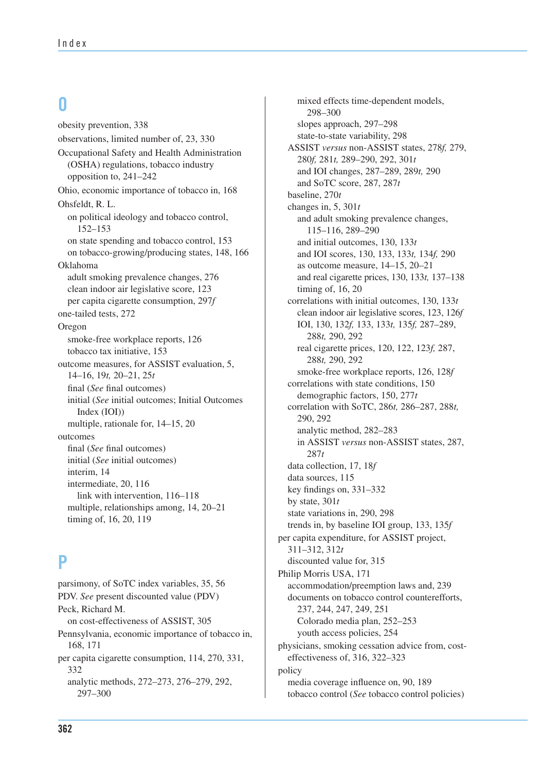# O

obesity prevention, 338

observations, limited number of, 23, 330

Occupational Safety and Health Administration (OSHA) regulations, tobacco industry opposition to, 241–242

Ohio, economic importance of tobacco in, 168

Ohsfeldt, R. L.
- on political ideology and tobacco control, 152–153
- on state spending and tobacco control, 153
- on tobacco-growing/producing states, 148, 166

Oklahoma
- adult smoking prevalence changes, 276
- clean indoor air legislative score, 123
- per capita cigarette consumption, 297*f*

one-tailed tests, 272

Oregon
- smoke-free workplace reports, 126
- tobacco tax initiative, 153

outcome measures, for ASSIST evaluation, 5, 14–16, 19*t,* 20–21, 25*t*
- final (*See* final outcomes)
- initial (*See* initial outcomes; Initial Outcomes Index (IOI))
- multiple, rationale for, 14–15, 20

outcomes
- final (*See* final outcomes)
- initial (*See* initial outcomes)
- interim, 14
- intermediate, 20, 116
  - link with intervention, 116–118
- multiple, relationships among, 14, 20–21
- timing of, 16, 20, 119

# P

parsimony, of SoTC index variables, 35, 56

PDV. *See* present discounted value (PDV)

Peck, Richard M.
- on cost-effectiveness of ASSIST, 305

Pennsylvania, economic importance of tobacco in, 168, 171

per capita cigarette consumption, 114, 270, 331, 332
- analytic methods, 272–273, 276–279, 292, 297–300
  - mixed effects time-dependent models, 298–300
  - slopes approach, 297–298
  - state-to-state variability, 298
- ASSIST *versus* non-ASSIST states, 278*f,* 279, 280*f,* 281*t,* 289–290, 292, 301*t*
  - and IOI changes, 287–289, 289*t,* 290
  - and SoTC score, 287, 287*t*
- baseline, 270*t*
- changes in, 5, 301*t*
  - and adult smoking prevalence changes, 115–116, 289–290
  - and initial outcomes, 130, 133*t*
  - and IOI scores, 130, 133, 133*t,* 134*f,* 290
  - as outcome measure, 14–15, 20–21
  - and real cigarette prices, 130, 133*t,* 137–138
  - timing of, 16, 20
- correlations with initial outcomes, 130, 133*t*
  - clean indoor air legislative scores, 123, 126*f*
  - IOI, 130, 132*f,* 133, 133*t,* 135*f,* 287–289, 288*t,* 290, 292
  - real cigarette prices, 120, 122, 123*f,* 287, 288*t,* 290, 292
  - smoke-free workplace reports, 126, 128*f*
- correlations with state conditions, 150
  - demographic factors, 150, 277*t*
- correlation with SoTC, 286*t,* 286–287, 288*t,* 290, 292
  - analytic method, 282–283
  - in ASSIST *versus* non-ASSIST states, 287, 287*t*
- data collection, 17, 18*f*
- data sources, 115
- key findings on, 331–332
- by state, 301*t*
- state variations in, 290, 298
- trends in, by baseline IOI group, 133, 135*f*

per capita expenditure, for ASSIST project, 311–312, 312*t*
- discounted value for, 315

Philip Morris USA, 171
- accommodation/preemption laws and, 239
- documents on tobacco control counterefforts, 237, 244, 247, 249, 251
  - Colorado media plan, 252–253
  - youth access policies, 254

physicians, smoking cessation advice from, cost-effectiveness of, 316, 322–323

policy
- media coverage influence on, 90, 189
- tobacco control (*See* tobacco control policies)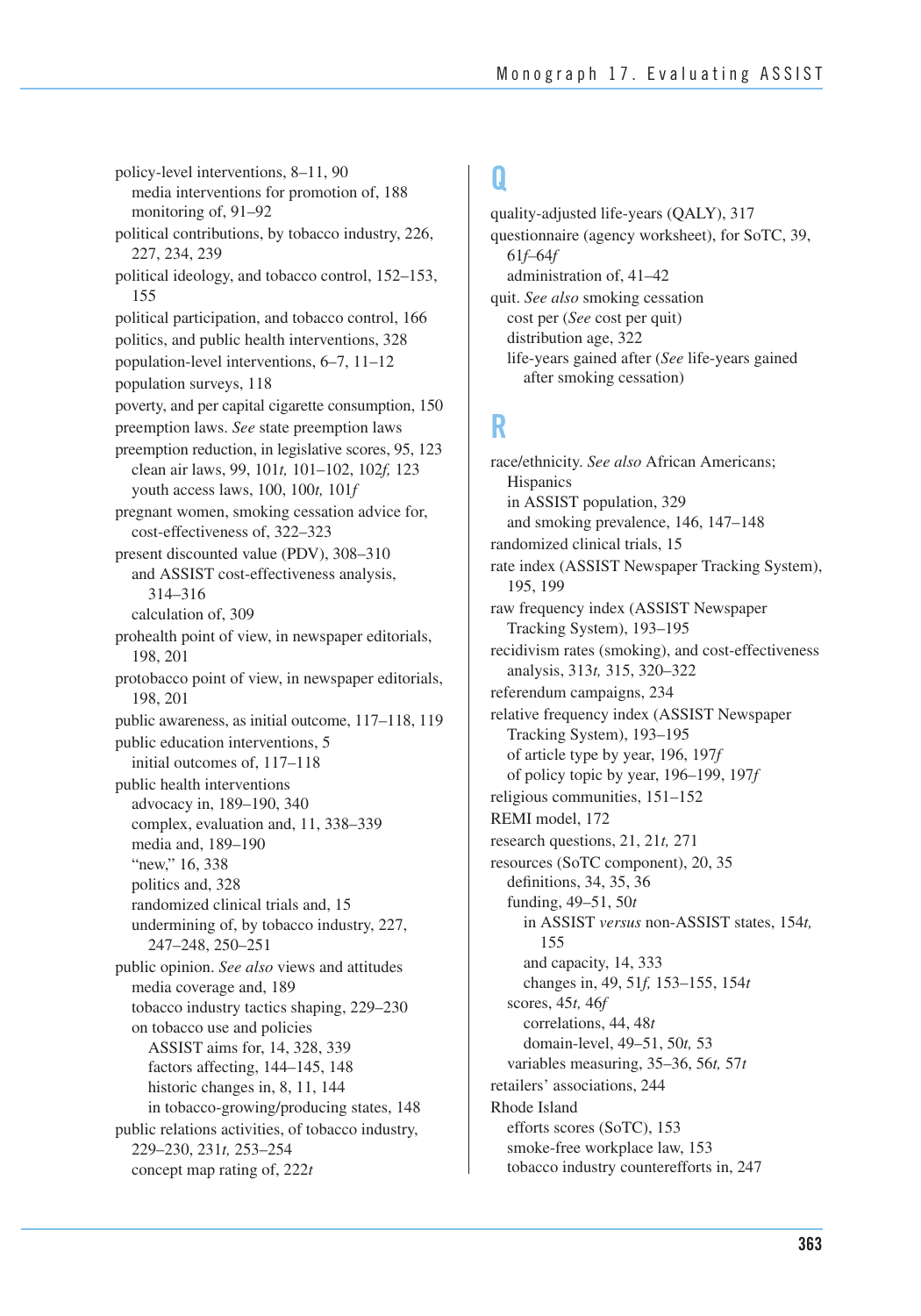policy-level interventions, 8–11, 90
  media interventions for promotion of, 188
  monitoring of, 91–92
political contributions, by tobacco industry, 226, 227, 234, 239
political ideology, and tobacco control, 152–153, 155
political participation, and tobacco control, 166
politics, and public health interventions, 328
population-level interventions, 6–7, 11–12
population surveys, 118
poverty, and per capital cigarette consumption, 150
preemption laws. *See* state preemption laws
preemption reduction, in legislative scores, 95, 123
  clean air laws, 99, 101*t,* 101–102, 102*f,* 123
  youth access laws, 100, 100*t,* 101*f*
pregnant women, smoking cessation advice for, cost-effectiveness of, 322–323
present discounted value (PDV), 308–310
  and ASSIST cost-effectiveness analysis, 314–316
  calculation of, 309
prohealth point of view, in newspaper editorials, 198, 201
protobacco point of view, in newspaper editorials, 198, 201
public awareness, as initial outcome, 117–118, 119
public education interventions, 5
  initial outcomes of, 117–118
public health interventions
  advocacy in, 189–190, 340
  complex, evaluation and, 11, 338–339
  media and, 189–190
  "new," 16, 338
  politics and, 328
  randomized clinical trials and, 15
  undermining of, by tobacco industry, 227, 247–248, 250–251
public opinion. *See also* views and attitudes
  media coverage and, 189
  tobacco industry tactics shaping, 229–230
  on tobacco use and policies
    ASSIST aims for, 14, 328, 339
    factors affecting, 144–145, 148
    historic changes in, 8, 11, 144
    in tobacco-growing/producing states, 148
public relations activities, of tobacco industry, 229–230, 231*t,* 253–254
  concept map rating of, 222*t*

# Q

quality-adjusted life-years (QALY), 317
questionnaire (agency worksheet), for SoTC, 39, 61*f*–64*f*
  administration of, 41–42
quit. *See also* smoking cessation
  cost per (*See* cost per quit)
  distribution age, 322
  life-years gained after (*See* life-years gained after smoking cessation)

# R

race/ethnicity. *See also* African Americans; Hispanics
  in ASSIST population, 329
  and smoking prevalence, 146, 147–148
randomized clinical trials, 15
rate index (ASSIST Newspaper Tracking System), 195, 199
raw frequency index (ASSIST Newspaper Tracking System), 193–195
recidivism rates (smoking), and cost-effectiveness analysis, 313*t,* 315, 320–322
referendum campaigns, 234
relative frequency index (ASSIST Newspaper Tracking System), 193–195
  of article type by year, 196, 197*f*
  of policy topic by year, 196–199, 197*f*
religious communities, 151–152
REMI model, 172
research questions, 21, 21*t,* 271
resources (SoTC component), 20, 35
  definitions, 34, 35, 36
  funding, 49–51, 50*t*
    in ASSIST *versus* non-ASSIST states, 154*t,* 155
    and capacity, 14, 333
    changes in, 49, 51*f,* 153–155, 154*t*
  scores, 45*t,* 46*f*
    correlations, 44, 48*t*
    domain-level, 49–51, 50*t,* 53
  variables measuring, 35–36, 56*t,* 57*t*
retailers' associations, 244
Rhode Island
  efforts scores (SoTC), 153
  smoke-free workplace law, 153
  tobacco industry counterefforts in, 247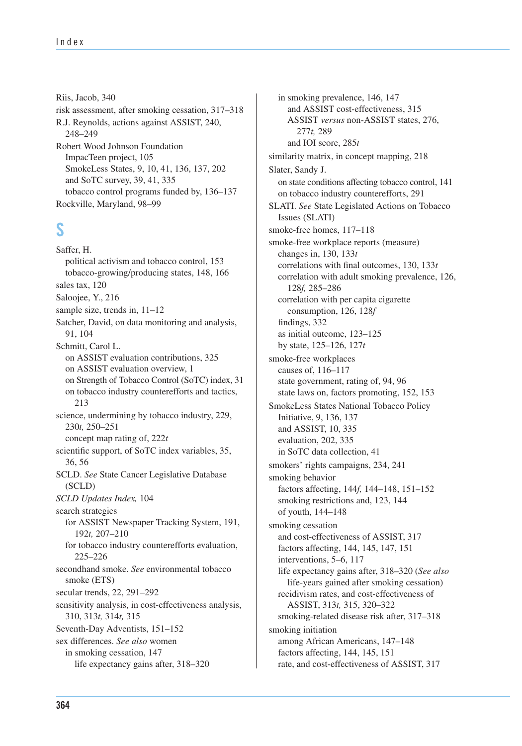Riis, Jacob, 340
risk assessment, after smoking cessation, 317–318
R.J. Reynolds, actions against ASSIST, 240, 248–249
Robert Wood Johnson Foundation
  ImpacTeen project, 105
  SmokeLess States, 9, 10, 41, 136, 137, 202
  and SoTC survey, 39, 41, 335
  tobacco control programs funded by, 136–137
Rockville, Maryland, 98–99

## S

Saffer, H.
  political activism and tobacco control, 153
  tobacco-growing/producing states, 148, 166
sales tax, 120
Saloojee, Y., 216
sample size, trends in, 11–12
Satcher, David, on data monitoring and analysis, 91, 104
Schmitt, Carol L.
  on ASSIST evaluation contributions, 325
  on ASSIST evaluation overview, 1
  on Strength of Tobacco Control (SoTC) index, 31
  on tobacco industry counterefforts and tactics, 213
science, undermining by tobacco industry, 229, 230*t*, 250–251
  concept map rating of, 222*t*
scientific support, of SoTC index variables, 35, 36, 56
SCLD. *See* State Cancer Legislative Database (SCLD)
*SCLD Updates Index,* 104
search strategies
  for ASSIST Newspaper Tracking System, 191, 192*t*, 207–210
  for tobacco industry counterefforts evaluation, 225–226
secondhand smoke. *See* environmental tobacco smoke (ETS)
secular trends, 22, 291–292
sensitivity analysis, in cost-effectiveness analysis, 310, 313*t*, 314*t*, 315
Seventh-Day Adventists, 151–152
sex differences. *See also* women
  in smoking cessation, 147
    life expectancy gains after, 318–320
  in smoking prevalence, 146, 147
    and ASSIST cost-effectiveness, 315
    ASSIST *versus* non-ASSIST states, 276, 277*t*, 289
    and IOI score, 285*t*
similarity matrix, in concept mapping, 218
Slater, Sandy J.
  on state conditions affecting tobacco control, 141
  on tobacco industry counterefforts, 291
SLATI. *See* State Legislated Actions on Tobacco Issues (SLATI)
smoke-free homes, 117–118
smoke-free workplace reports (measure)
  changes in, 130, 133*t*
  correlations with final outcomes, 130, 133*t*
  correlation with adult smoking prevalence, 126, 128*f*, 285–286
  correlation with per capita cigarette consumption, 126, 128*f*
  findings, 332
  as initial outcome, 123–125
  by state, 125–126, 127*t*
smoke-free workplaces
  causes of, 116–117
  state government, rating of, 94, 96
  state laws on, factors promoting, 152, 153
SmokeLess States National Tobacco Policy Initiative, 9, 136, 137
  and ASSIST, 10, 335
  evaluation, 202, 335
  in SoTC data collection, 41
smokers' rights campaigns, 234, 241
smoking behavior
  factors affecting, 144*f*, 144–148, 151–152
  smoking restrictions and, 123, 144
  of youth, 144–148
smoking cessation
  and cost-effectiveness of ASSIST, 317
  factors affecting, 144, 145, 147, 151
  interventions, 5–6, 117
  life expectancy gains after, 318–320 (*See also* life-years gained after smoking cessation)
  recidivism rates, and cost-effectiveness of ASSIST, 313*t*, 315, 320–322
  smoking-related disease risk after, 317–318
smoking initiation
  among African Americans, 147–148
  factors affecting, 144, 145, 151
  rate, and cost-effectiveness of ASSIST, 317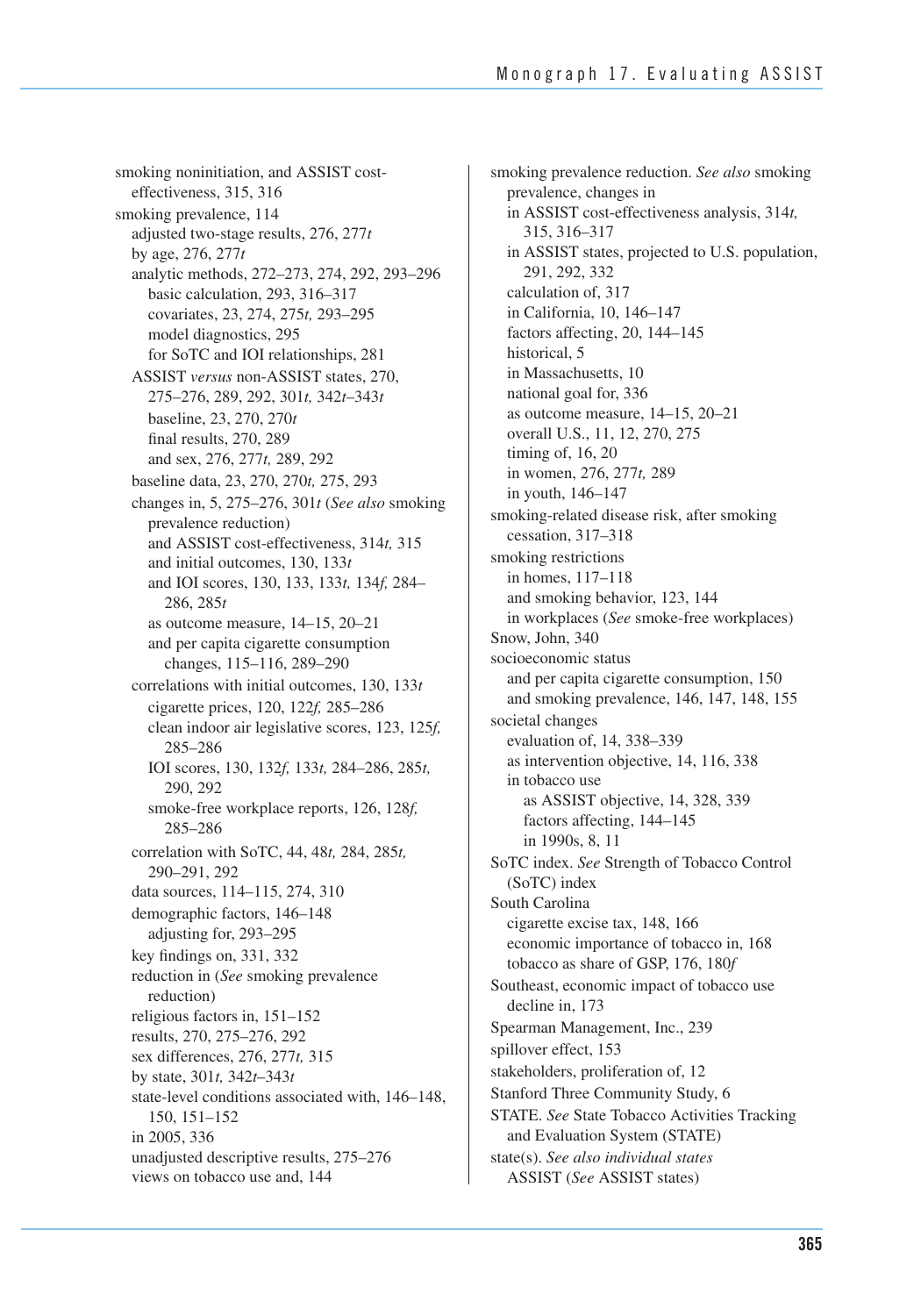smoking noninitiation, and ASSIST cost-effectiveness, 315, 316
smoking prevalence, 114
  adjusted two-stage results, 276, 277*t*
  by age, 276, 277*t*
  analytic methods, 272–273, 274, 292, 293–296
    basic calculation, 293, 316–317
    covariates, 23, 274, 275*t,* 293–295
    model diagnostics, 295
    for SoTC and IOI relationships, 281
  ASSIST *versus* non-ASSIST states, 270, 275–276, 289, 292, 301*t,* 342*t*–343*t*
    baseline, 23, 270, 270*t*
    final results, 270, 289
    and sex, 276, 277*t,* 289, 292
  baseline data, 23, 270, 270*t,* 275, 293
  changes in, 5, 275–276, 301*t* (*See also* smoking prevalence reduction)
    and ASSIST cost-effectiveness, 314*t,* 315
    and initial outcomes, 130, 133*t*
    and IOI scores, 130, 133, 133*t,* 134*f,* 284–286, 285*t*
    as outcome measure, 14–15, 20–21
    and per capita cigarette consumption changes, 115–116, 289–290
  correlations with initial outcomes, 130, 133*t*
    cigarette prices, 120, 122*f,* 285–286
    clean indoor air legislative scores, 123, 125*f,* 285–286
    IOI scores, 130, 132*f,* 133*t,* 284–286, 285*t,* 290, 292
    smoke-free workplace reports, 126, 128*f,* 285–286
  correlation with SoTC, 44, 48*t,* 284, 285*t,* 290–291, 292
  data sources, 114–115, 274, 310
  demographic factors, 146–148
    adjusting for, 293–295
  key findings on, 331, 332
  reduction in (*See* smoking prevalence reduction)
  religious factors in, 151–152
  results, 270, 275–276, 292
  sex differences, 276, 277*t,* 315
  by state, 301*t,* 342*t*–343*t*
  state-level conditions associated with, 146–148, 150, 151–152
  in 2005, 336
  unadjusted descriptive results, 275–276
  views on tobacco use and, 144

smoking prevalence reduction. *See also* smoking prevalence, changes in
  in ASSIST cost-effectiveness analysis, 314*t,* 315, 316–317
  in ASSIST states, projected to U.S. population, 291, 292, 332
  calculation of, 317
  in California, 10, 146–147
  factors affecting, 20, 144–145
  historical, 5
  in Massachusetts, 10
  national goal for, 336
  as outcome measure, 14–15, 20–21
  overall U.S., 11, 12, 270, 275
  timing of, 16, 20
  in women, 276, 277*t,* 289
  in youth, 146–147
smoking-related disease risk, after smoking cessation, 317–318
smoking restrictions
  in homes, 117–118
  and smoking behavior, 123, 144
  in workplaces (*See* smoke-free workplaces)
Snow, John, 340
socioeconomic status
  and per capita cigarette consumption, 150
  and smoking prevalence, 146, 147, 148, 155
societal changes
  evaluation of, 14, 338–339
  as intervention objective, 14, 116, 338
  in tobacco use
    as ASSIST objective, 14, 328, 339
    factors affecting, 144–145
    in 1990s, 8, 11
SoTC index. *See* Strength of Tobacco Control (SoTC) index
South Carolina
  cigarette excise tax, 148, 166
  economic importance of tobacco in, 168
  tobacco as share of GSP, 176, 180*f*
Southeast, economic impact of tobacco use decline in, 173
Spearman Management, Inc., 239
spillover effect, 153
stakeholders, proliferation of, 12
Stanford Three Community Study, 6
STATE. *See* State Tobacco Activities Tracking and Evaluation System (STATE)
state(s). *See also individual states*
  ASSIST (*See* ASSIST states)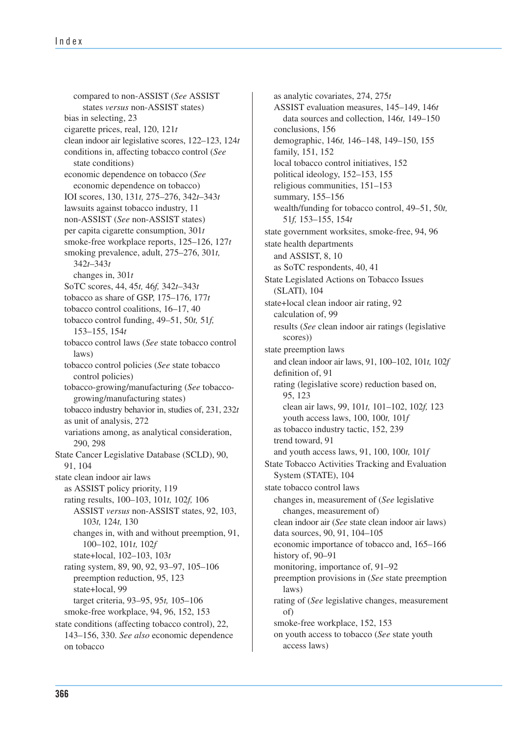compared to non-ASSIST (*See* ASSIST states *versus* non-ASSIST states)
bias in selecting, 23
cigarette prices, real, 120, 121*t*
clean indoor air legislative scores, 122–123, 124*t*
conditions in, affecting tobacco control (*See* state conditions)
economic dependence on tobacco (*See* economic dependence on tobacco)
IOI scores, 130, 131*t,* 275–276, 342*t*–343*t*
lawsuits against tobacco industry, 11
non-ASSIST (*See* non-ASSIST states)
per capita cigarette consumption, 301*t*
smoke-free workplace reports, 125–126, 127*t*
smoking prevalence, adult, 275–276, 301*t,* 342*t*–343*t*
changes in, 301*t*
SoTC scores, 44, 45*t,* 46*f,* 342*t*–343*t*
tobacco as share of GSP, 175–176, 177*t*
tobacco control coalitions, 16–17, 40
tobacco control funding, 49–51, 50*t,* 51*f,* 153–155, 154*t*
tobacco control laws (*See* state tobacco control laws)
tobacco control policies (*See* state tobacco control policies)
tobacco-growing/manufacturing (*See* tobacco-growing/manufacturing states)
tobacco industry behavior in, studies of, 231, 232*t*
as unit of analysis, 272
variations among, as analytical consideration, 290, 298
State Cancer Legislative Database (SCLD), 90, 91, 104
state clean indoor air laws
as ASSIST policy priority, 119
rating results, 100–103, 101*t,* 102*f,* 106
ASSIST *versus* non-ASSIST states, 92, 103, 103*t,* 124*t,* 130
changes in, with and without preemption, 91, 100–102, 101*t,* 102*f*
state+local, 102–103, 103*t*
rating system, 89, 90, 92, 93–97, 105–106
preemption reduction, 95, 123
state+local, 99
target criteria, 93–95, 95*t,* 105–106
smoke-free workplace, 94, 96, 152, 153
state conditions (affecting tobacco control), 22, 143–156, 330. *See also* economic dependence on tobacco
as analytic covariates, 274, 275*t*
ASSIST evaluation measures, 145–149, 146*t*
data sources and collection, 146*t,* 149–150
conclusions, 156
demographic, 146*t,* 146–148, 149–150, 155
family, 151, 152
local tobacco control initiatives, 152
political ideology, 152–153, 155
religious communities, 151–153
summary, 155–156
wealth/funding for tobacco control, 49–51, 50*t,* 51*f,* 153–155, 154*t*
state government worksites, smoke-free, 94, 96
state health departments
and ASSIST, 8, 10
as SoTC respondents, 40, 41
State Legislated Actions on Tobacco Issues (SLATI), 104
state+local clean indoor air rating, 92
calculation of, 99
results (*See* clean indoor air ratings (legislative scores))
state preemption laws
and clean indoor air laws, 91, 100–102, 101*t,* 102*f*
definition of, 91
rating (legislative score) reduction based on, 95, 123
clean air laws, 99, 101*t,* 101–102, 102*f,* 123
youth access laws, 100, 100*t,* 101*f*
as tobacco industry tactic, 152, 239
trend toward, 91
and youth access laws, 91, 100, 100*t,* 101*f*
State Tobacco Activities Tracking and Evaluation System (STATE), 104
state tobacco control laws
changes in, measurement of (*See* legislative changes, measurement of)
clean indoor air (*See* state clean indoor air laws)
data sources, 90, 91, 104–105
economic importance of tobacco and, 165–166
history of, 90–91
monitoring, importance of, 91–92
preemption provisions in (*See* state preemption laws)
rating of (*See* legislative changes, measurement of)
smoke-free workplace, 152, 153
on youth access to tobacco (*See* state youth access laws)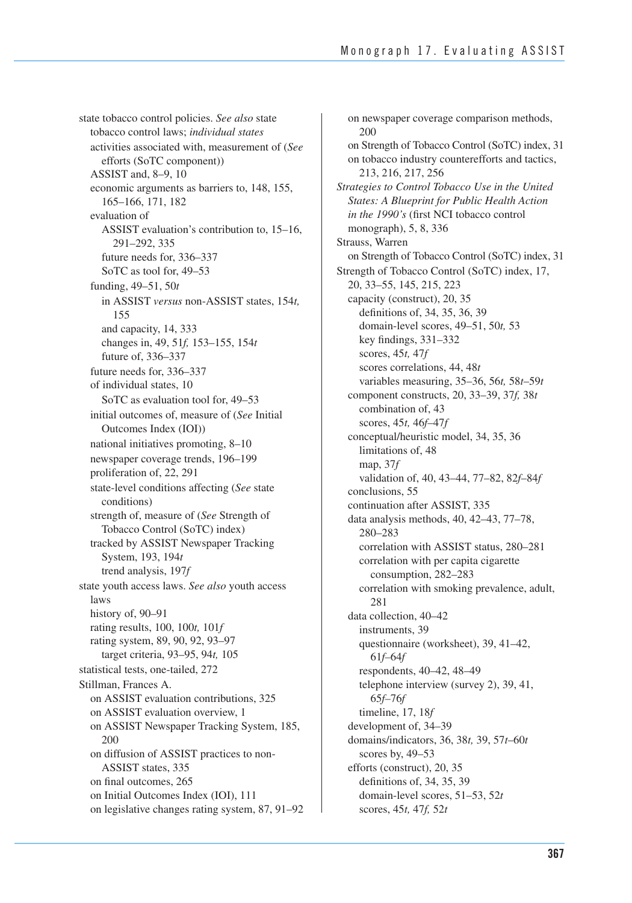state tobacco control policies. *See also* state tobacco control laws; *individual states*
- activities associated with, measurement of (*See* efforts (SoTC component))
- ASSIST and, 8–9, 10
- economic arguments as barriers to, 148, 155, 165–166, 171, 182
- evaluation of
  - ASSIST evaluation's contribution to, 15–16, 291–292, 335
  - future needs for, 336–337
  - SoTC as tool for, 49–53
- funding, 49–51, 50*t*
  - in ASSIST *versus* non-ASSIST states, 154*t,* 155
  - and capacity, 14, 333
  - changes in, 49, 51*f,* 153–155, 154*t*
  - future of, 336–337
- future needs for, 336–337
- of individual states, 10
  - SoTC as evaluation tool for, 49–53
- initial outcomes of, measure of (*See* Initial Outcomes Index (IOI))
- national initiatives promoting, 8–10
- newspaper coverage trends, 196–199
- proliferation of, 22, 291
- state-level conditions affecting (*See* state conditions)
- strength of, measure of (*See* Strength of Tobacco Control (SoTC) index)
- tracked by ASSIST Newspaper Tracking System, 193, 194*t*
  - trend analysis, 197*f*

state youth access laws. *See also* youth access laws
- history of, 90–91
- rating results, 100, 100*t,* 101*f*
- rating system, 89, 90, 92, 93–97
  - target criteria, 93–95, 94*t,* 105

statistical tests, one-tailed, 272

Stillman, Frances A.
- on ASSIST evaluation contributions, 325
- on ASSIST evaluation overview, 1
- on ASSIST Newspaper Tracking System, 185, 200
- on diffusion of ASSIST practices to non-ASSIST states, 335
- on final outcomes, 265
- on Initial Outcomes Index (IOI), 111
- on legislative changes rating system, 87, 91–92
- on newspaper coverage comparison methods, 200
- on Strength of Tobacco Control (SoTC) index, 31
- on tobacco industry counterefforts and tactics, 213, 216, 217, 256

*Strategies to Control Tobacco Use in the United States: A Blueprint for Public Health Action in the 1990's* (first NCI tobacco control monograph), 5, 8, 336

Strauss, Warren
- on Strength of Tobacco Control (SoTC) index, 31

Strength of Tobacco Control (SoTC) index, 17, 20, 33–55, 145, 215, 223
- capacity (construct), 20, 35
  - definitions of, 34, 35, 36, 39
  - domain-level scores, 49–51, 50*t,* 53
  - key findings, 331–332
  - scores, 45*t,* 47*f*
  - scores correlations, 44, 48*t*
  - variables measuring, 35–36, 56*t,* 58*t*–59*t*
- component constructs, 20, 33–39, 37*f,* 38*t*
  - combination of, 43
  - scores, 45*t,* 46*f*–47*f*
- conceptual/heuristic model, 34, 35, 36
  - limitations of, 48
  - map, 37*f*
  - validation of, 40, 43–44, 77–82, 82*f*–84*f*
- conclusions, 55
- continuation after ASSIST, 335
- data analysis methods, 40, 42–43, 77–78, 280–283
  - correlation with ASSIST status, 280–281
  - correlation with per capita cigarette consumption, 282–283
  - correlation with smoking prevalence, adult, 281
- data collection, 40–42
  - instruments, 39
  - questionnaire (worksheet), 39, 41–42, 61*f*–64*f*
  - respondents, 40–42, 48–49
  - telephone interview (survey 2), 39, 41, 65*f*–76*f*
  - timeline, 17, 18*f*
- development of, 34–39
- domains/indicators, 36, 38*t,* 39, 57*t*–60*t*
  - scores by, 49–53
- efforts (construct), 20, 35
  - definitions of, 34, 35, 39
  - domain-level scores, 51–53, 52*t*
  - scores, 45*t,* 47*f,* 52*t*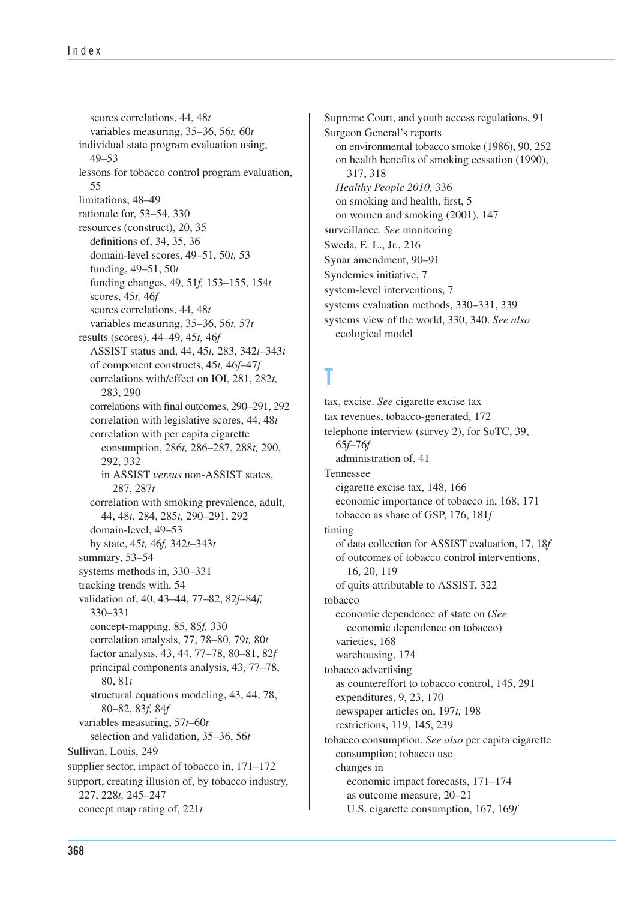scores correlations, 44, 48*t*
variables measuring, 35–36, 56*t,* 60*t*
individual state program evaluation using, 49–53
lessons for tobacco control program evaluation, 55
limitations, 48–49
rationale for, 53–54, 330
resources (construct), 20, 35
definitions of, 34, 35, 36
domain-level scores, 49–51, 50*t,* 53
funding, 49–51, 50*t*
funding changes, 49, 51*f,* 153–155, 154*t*
scores, 45*t,* 46*f*
scores correlations, 44, 48*t*
variables measuring, 35–36, 56*t,* 57*t*
results (scores), 44–49, 45*t,* 46*f*
ASSIST status and, 44, 45*t,* 283, 342*t*–343*t*
of component constructs, 45*t,* 46*f*–47*f*
correlations with/effect on IOI, 281, 282*t,* 283, 290
correlations with final outcomes, 290–291, 292
correlation with legislative scores, 44, 48*t*
correlation with per capita cigarette consumption, 286*t,* 286–287, 288*t,* 290, 292, 332
in ASSIST *versus* non-ASSIST states, 287, 287*t*
correlation with smoking prevalence, adult, 44, 48*t,* 284, 285*t,* 290–291, 292
domain-level, 49–53
by state, 45*t,* 46*f,* 342*t*–343*t*
summary, 53–54
systems methods in, 330–331
tracking trends with, 54
validation of, 40, 43–44, 77–82, 82*f*–84*f,* 330–331
concept-mapping, 85, 85*f,* 330
correlation analysis, 77, 78–80, 79*t,* 80*t*
factor analysis, 43, 44, 77–78, 80–81, 82*f*
principal components analysis, 43, 77–78, 80, 81*t*
structural equations modeling, 43, 44, 78, 80–82, 83*f,* 84*f*
variables measuring, 57*t*–60*t*
selection and validation, 35–36, 56*t*
Sullivan, Louis, 249
supplier sector, impact of tobacco in, 171–172
support, creating illusion of, by tobacco industry, 227, 228*t,* 245–247
concept map rating of, 221*t*
Supreme Court, and youth access regulations, 91
Surgeon General's reports
on environmental tobacco smoke (1986), 90, 252
on health benefits of smoking cessation (1990), 317, 318
*Healthy People 2010,* 336
on smoking and health, first, 5
on women and smoking (2001), 147
surveillance. *See* monitoring
Sweda, E. L., Jr., 216
Synar amendment, 90–91
Syndemics initiative, 7
system-level interventions, 7
systems evaluation methods, 330–331, 339
systems view of the world, 330, 340. *See also* ecological model

## T

tax, excise. *See* cigarette excise tax
tax revenues, tobacco-generated, 172
telephone interview (survey 2), for SoTC, 39, 65*f*–76*f*
administration of, 41
Tennessee
cigarette excise tax, 148, 166
economic importance of tobacco in, 168, 171
tobacco as share of GSP, 176, 181*f*
timing
of data collection for ASSIST evaluation, 17, 18*f*
of outcomes of tobacco control interventions, 16, 20, 119
of quits attributable to ASSIST, 322
tobacco
economic dependence of state on (*See* economic dependence on tobacco)
varieties, 168
warehousing, 174
tobacco advertising
as countereffort to tobacco control, 145, 291
expenditures, 9, 23, 170
newspaper articles on, 197*t,* 198
restrictions, 119, 145, 239
tobacco consumption. *See also* per capita cigarette consumption; tobacco use
changes in
economic impact forecasts, 171–174
as outcome measure, 20–21
U.S. cigarette consumption, 167, 169*f*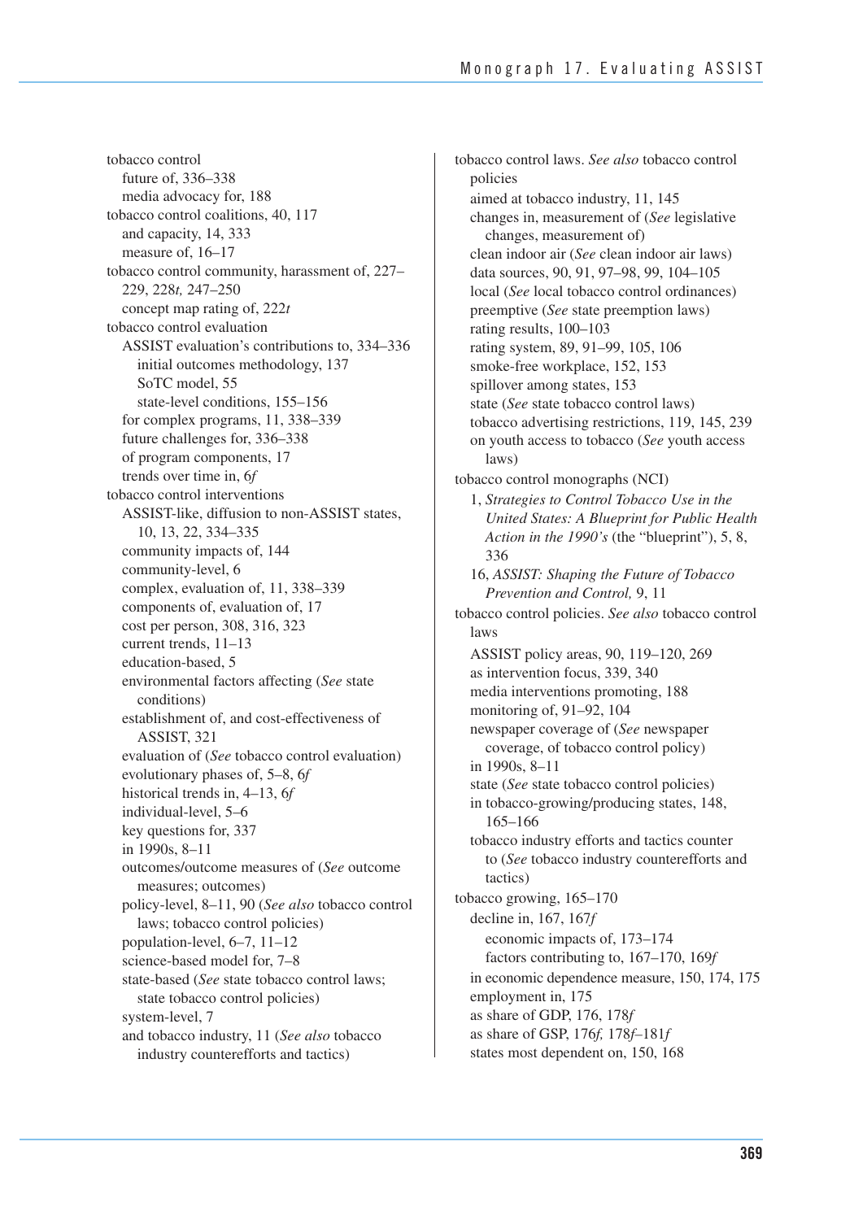tobacco control
  future of, 336–338
  media advocacy for, 188
tobacco control coalitions, 40, 117
  and capacity, 14, 333
  measure of, 16–17
tobacco control community, harassment of, 227–229, 228*t,* 247–250
  concept map rating of, 222*t*
tobacco control evaluation
  ASSIST evaluation's contributions to, 334–336
    initial outcomes methodology, 137
    SoTC model, 55
    state-level conditions, 155–156
  for complex programs, 11, 338–339
  future challenges for, 336–338
  of program components, 17
  trends over time in, 6*f*
tobacco control interventions
  ASSIST-like, diffusion to non-ASSIST states, 10, 13, 22, 334–335
  community impacts of, 144
  community-level, 6
  complex, evaluation of, 11, 338–339
  components of, evaluation of, 17
  cost per person, 308, 316, 323
  current trends, 11–13
  education-based, 5
  environmental factors affecting (*See* state conditions)
  establishment of, and cost-effectiveness of ASSIST, 321
  evaluation of (*See* tobacco control evaluation)
  evolutionary phases of, 5–8, 6*f*
  historical trends in, 4–13, 6*f*
  individual-level, 5–6
  key questions for, 337
  in 1990s, 8–11
  outcomes/outcome measures of (*See* outcome measures; outcomes)
  policy-level, 8–11, 90 (*See also* tobacco control laws; tobacco control policies)
  population-level, 6–7, 11–12
  science-based model for, 7–8
  state-based (*See* state tobacco control laws; state tobacco control policies)
  system-level, 7
  and tobacco industry, 11 (*See also* tobacco industry counterefforts and tactics)

tobacco control laws. *See also* tobacco control policies
  aimed at tobacco industry, 11, 145
  changes in, measurement of (*See* legislative changes, measurement of)
  clean indoor air (*See* clean indoor air laws)
  data sources, 90, 91, 97–98, 99, 104–105
  local (*See* local tobacco control ordinances)
  preemptive (*See* state preemption laws)
  rating results, 100–103
  rating system, 89, 91–99, 105, 106
  smoke-free workplace, 152, 153
  spillover among states, 153
  state (*See* state tobacco control laws)
  tobacco advertising restrictions, 119, 145, 239
  on youth access to tobacco (*See* youth access laws)
tobacco control monographs (NCI)
  1, *Strategies to Control Tobacco Use in the United States: A Blueprint for Public Health Action in the 1990's* (the "blueprint"), 5, 8, 336
  16, *ASSIST: Shaping the Future of Tobacco Prevention and Control,* 9, 11
tobacco control policies. *See also* tobacco control laws
  ASSIST policy areas, 90, 119–120, 269
  as intervention focus, 339, 340
  media interventions promoting, 188
  monitoring of, 91–92, 104
  newspaper coverage of (*See* newspaper coverage, of tobacco control policy)
  in 1990s, 8–11
  state (*See* state tobacco control policies)
  in tobacco-growing/producing states, 148, 165–166
  tobacco industry efforts and tactics counter to (*See* tobacco industry counterefforts and tactics)
tobacco growing, 165–170
  decline in, 167, 167*f*
    economic impacts of, 173–174
    factors contributing to, 167–170, 169*f*
  in economic dependence measure, 150, 174, 175
  employment in, 175
  as share of GDP, 176, 178*f*
  as share of GSP, 176*f,* 178*f*–181*f*
  states most dependent on, 150, 168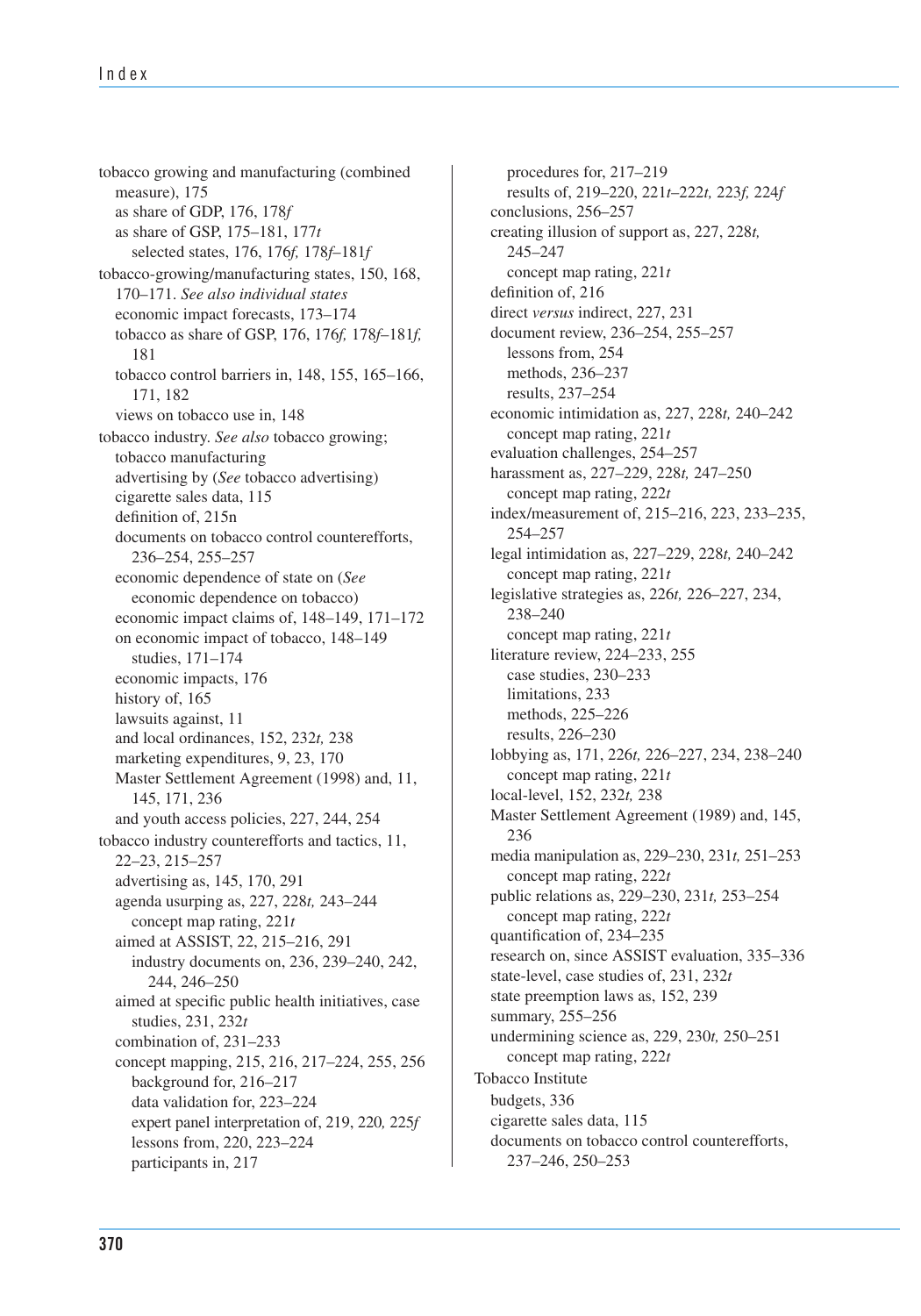tobacco growing and manufacturing (combined measure), 175
  as share of GDP, 176, 178*f*
  as share of GSP, 175–181, 177*t*
    selected states, 176, 176*f,* 178*f*–181*f*
tobacco-growing/manufacturing states, 150, 168, 170–171. *See also individual states*
  economic impact forecasts, 173–174
  tobacco as share of GSP, 176, 176*f,* 178*f*–181*f,* 181
  tobacco control barriers in, 148, 155, 165–166, 171, 182
  views on tobacco use in, 148
tobacco industry. *See also* tobacco growing; tobacco manufacturing
  advertising by (*See* tobacco advertising)
  cigarette sales data, 115
  definition of, 215n
  documents on tobacco control counterefforts, 236–254, 255–257
  economic dependence of state on (*See* economic dependence on tobacco)
  economic impact claims of, 148–149, 171–172
  on economic impact of tobacco, 148–149
    studies, 171–174
  economic impacts, 176
  history of, 165
  lawsuits against, 11
  and local ordinances, 152, 232*t,* 238
  marketing expenditures, 9, 23, 170
  Master Settlement Agreement (1998) and, 11, 145, 171, 236
  and youth access policies, 227, 244, 254
tobacco industry counterefforts and tactics, 11, 22–23, 215–257
  advertising as, 145, 170, 291
  agenda usurping as, 227, 228*t,* 243–244
    concept map rating, 221*t*
  aimed at ASSIST, 22, 215–216, 291
    industry documents on, 236, 239–240, 242, 244, 246–250
  aimed at specific public health initiatives, case studies, 231, 232*t*
  combination of, 231–233
  concept mapping, 215, 216, 217–224, 255, 256
    background for, 216–217
    data validation for, 223–224
    expert panel interpretation of, 219, 220*,* 225*f*
    lessons from, 220, 223–224
    participants in, 217
    procedures for, 217–219
    results of, 219–220, 221*t*–222*t,* 223*f,* 224*f*
  conclusions, 256–257
  creating illusion of support as, 227, 228*t,* 245–247
    concept map rating, 221*t*
  definition of, 216
  direct *versus* indirect, 227, 231
  document review, 236–254, 255–257
    lessons from, 254
    methods, 236–237
    results, 237–254
  economic intimidation as, 227, 228*t,* 240–242
    concept map rating, 221*t*
  evaluation challenges, 254–257
  harassment as, 227–229, 228*t,* 247–250
    concept map rating, 222*t*
  index/measurement of, 215–216, 223, 233–235, 254–257
  legal intimidation as, 227–229, 228*t,* 240–242
    concept map rating, 221*t*
  legislative strategies as, 226*t,* 226–227, 234, 238–240
    concept map rating, 221*t*
  literature review, 224–233, 255
    case studies, 230–233
    limitations, 233
    methods, 225–226
    results, 226–230
  lobbying as, 171, 226*t,* 226–227, 234, 238–240
    concept map rating, 221*t*
  local-level, 152, 232*t,* 238
  Master Settlement Agreement (1989) and, 145, 236
  media manipulation as, 229–230, 231*t,* 251–253
    concept map rating, 222*t*
  public relations as, 229–230, 231*t,* 253–254
    concept map rating, 222*t*
  quantification of, 234–235
  research on, since ASSIST evaluation, 335–336
  state-level, case studies of, 231, 232*t*
  state preemption laws as, 152, 239
  summary, 255–256
  undermining science as, 229, 230*t,* 250–251
    concept map rating, 222*t*
Tobacco Institute
  budgets, 336
  cigarette sales data, 115
  documents on tobacco control counterefforts, 237–246, 250–253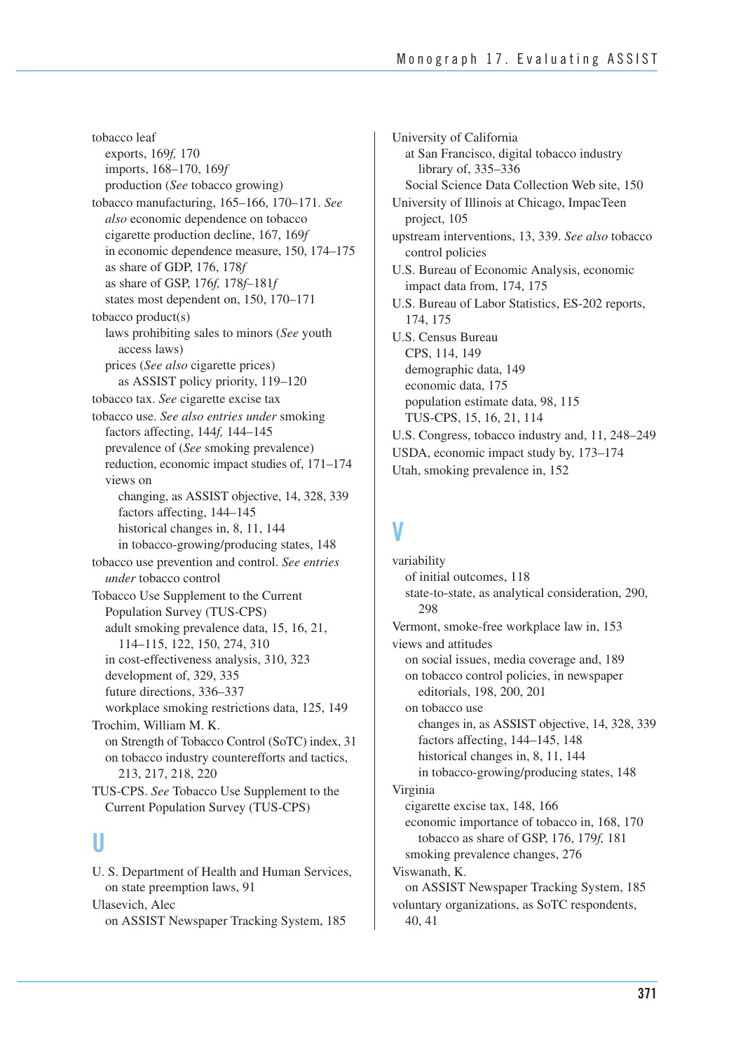tobacco leaf
  exports, 169*f,* 170
  imports, 168–170, 169*f*
  production (*See* tobacco growing)

tobacco manufacturing, 165–166, 170–171. *See also* economic dependence on tobacco
  cigarette production decline, 167, 169*f*
  in economic dependence measure, 150, 174–175
  as share of GDP, 176, 178*f*
  as share of GSP, 176*f,* 178*f*–181*f*
  states most dependent on, 150, 170–171

tobacco product(s)
  laws prohibiting sales to minors (*See* youth access laws)
  prices (*See also* cigarette prices)
    as ASSIST policy priority, 119–120

tobacco tax. *See* cigarette excise tax

tobacco use. *See also entries under* smoking
  factors affecting, 144*f,* 144–145
  prevalence of (*See* smoking prevalence)
  reduction, economic impact studies of, 171–174
  views on
    changing, as ASSIST objective, 14, 328, 339
    factors affecting, 144–145
    historical changes in, 8, 11, 144
    in tobacco-growing/producing states, 148

tobacco use prevention and control. *See entries under* tobacco control

Tobacco Use Supplement to the Current Population Survey (TUS-CPS)
  adult smoking prevalence data, 15, 16, 21, 114–115, 122, 150, 274, 310
  in cost-effectiveness analysis, 310, 323
  development of, 329, 335
  future directions, 336–337
  workplace smoking restrictions data, 125, 149

Trochim, William M. K.
  on Strength of Tobacco Control (SoTC) index, 31
  on tobacco industry counterefforts and tactics, 213, 217, 218, 220

TUS-CPS. *See* Tobacco Use Supplement to the Current Population Survey (TUS-CPS)

## U

U. S. Department of Health and Human Services, on state preemption laws, 91

Ulasevich, Alec
  on ASSIST Newspaper Tracking System, 185

University of California
  at San Francisco, digital tobacco industry library of, 335–336
  Social Science Data Collection Web site, 150

University of Illinois at Chicago, ImpacTeen project, 105

upstream interventions, 13, 339. *See also* tobacco control policies

U.S. Bureau of Economic Analysis, economic impact data from, 174, 175

U.S. Bureau of Labor Statistics, ES-202 reports, 174, 175

U.S. Census Bureau
  CPS, 114, 149
  demographic data, 149
  economic data, 175
  population estimate data, 98, 115
  TUS-CPS, 15, 16, 21, 114

U.S. Congress, tobacco industry and, 11, 248–249

USDA, economic impact study by, 173–174

Utah, smoking prevalence in, 152

## V

variability
  of initial outcomes, 118
  state-to-state, as analytical consideration, 290, 298

Vermont, smoke-free workplace law in, 153

views and attitudes
  on social issues, media coverage and, 189
  on tobacco control policies, in newspaper editorials, 198, 200, 201
  on tobacco use
    changes in, as ASSIST objective, 14, 328, 339
    factors affecting, 144–145, 148
    historical changes in, 8, 11, 144
    in tobacco-growing/producing states, 148

Virginia
  cigarette excise tax, 148, 166
  economic importance of tobacco in, 168, 170
    tobacco as share of GSP, 176, 179*f,* 181
  smoking prevalence changes, 276

Viswanath, K.
  on ASSIST Newspaper Tracking System, 185

voluntary organizations, as SoTC respondents, 40, 41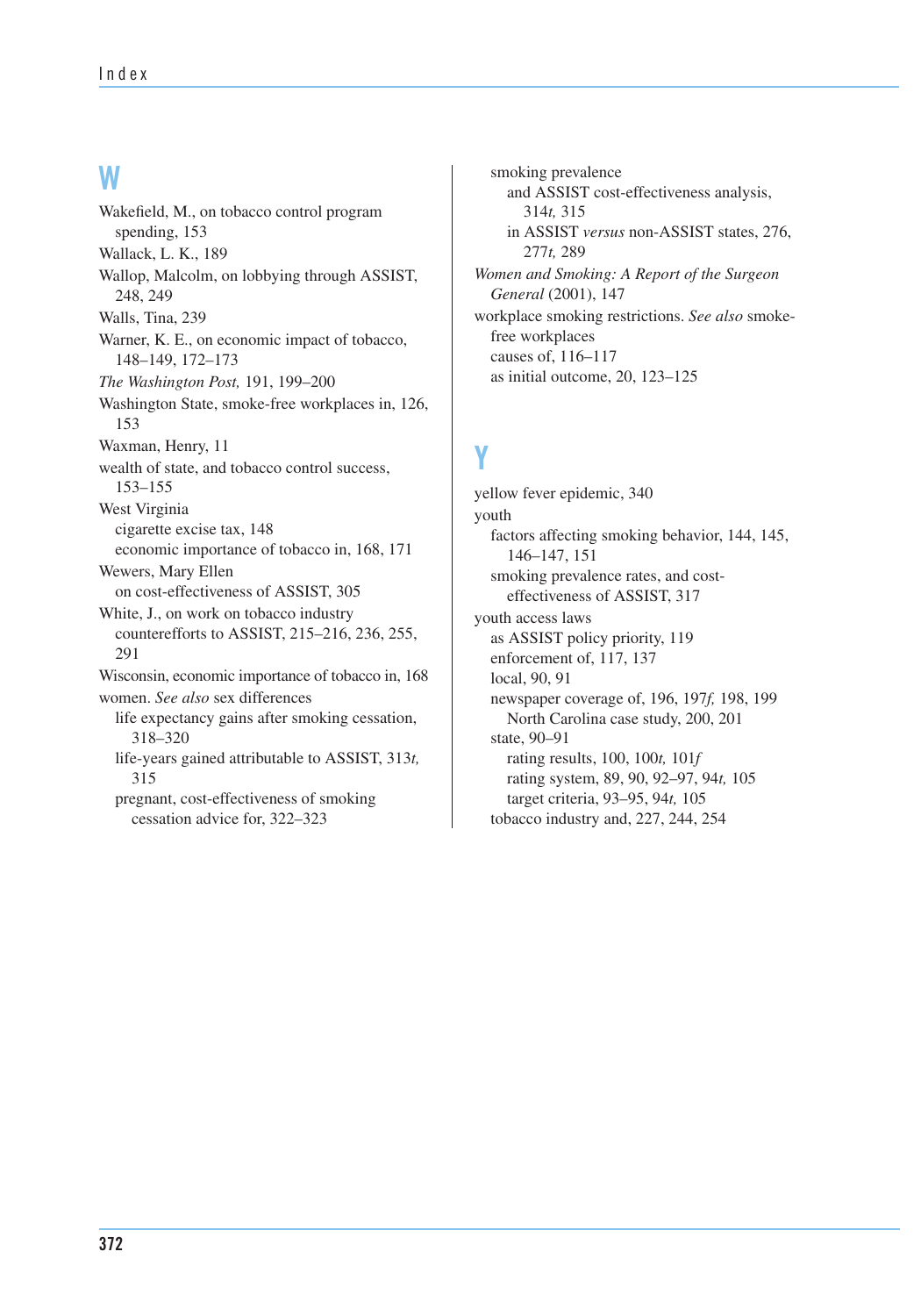## W

Wakefield, M., on tobacco control program spending, 153
Wallack, L. K., 189
Wallop, Malcolm, on lobbying through ASSIST, 248, 249
Walls, Tina, 239
Warner, K. E., on economic impact of tobacco, 148–149, 172–173
*The Washington Post,* 191, 199–200
Washington State, smoke-free workplaces in, 126, 153
Waxman, Henry, 11
wealth of state, and tobacco control success, 153–155
West Virginia
- cigarette excise tax, 148
- economic importance of tobacco in, 168, 171

Wewers, Mary Ellen
- on cost-effectiveness of ASSIST, 305

White, J., on work on tobacco industry counterefforts to ASSIST, 215–216, 236, 255, 291
Wisconsin, economic importance of tobacco in, 168
women. *See also* sex differences
- life expectancy gains after smoking cessation, 318–320
- life-years gained attributable to ASSIST, 313*t,* 315
- pregnant, cost-effectiveness of smoking cessation advice for, 322–323
- smoking prevalence
  - and ASSIST cost-effectiveness analysis, 314*t,* 315
  - in ASSIST *versus* non-ASSIST states, 276, 277*t,* 289

*Women and Smoking: A Report of the Surgeon General* (2001), 147
workplace smoking restrictions. *See also* smoke-free workplaces
- causes of, 116–117
- as initial outcome, 20, 123–125

## Y

yellow fever epidemic, 340
youth
- factors affecting smoking behavior, 144, 145, 146–147, 151
- smoking prevalence rates, and cost-effectiveness of ASSIST, 317

youth access laws
- as ASSIST policy priority, 119
- enforcement of, 117, 137
- local, 90, 91
- newspaper coverage of, 196, 197*f,* 198, 199
  - North Carolina case study, 200, 201
- state, 90–91
  - rating results, 100, 100*t,* 101*f*
  - rating system, 89, 90, 92–97, 94*t,* 105
  - target criteria, 93–95, 94*t,* 105
- tobacco industry and, 227, 244, 254